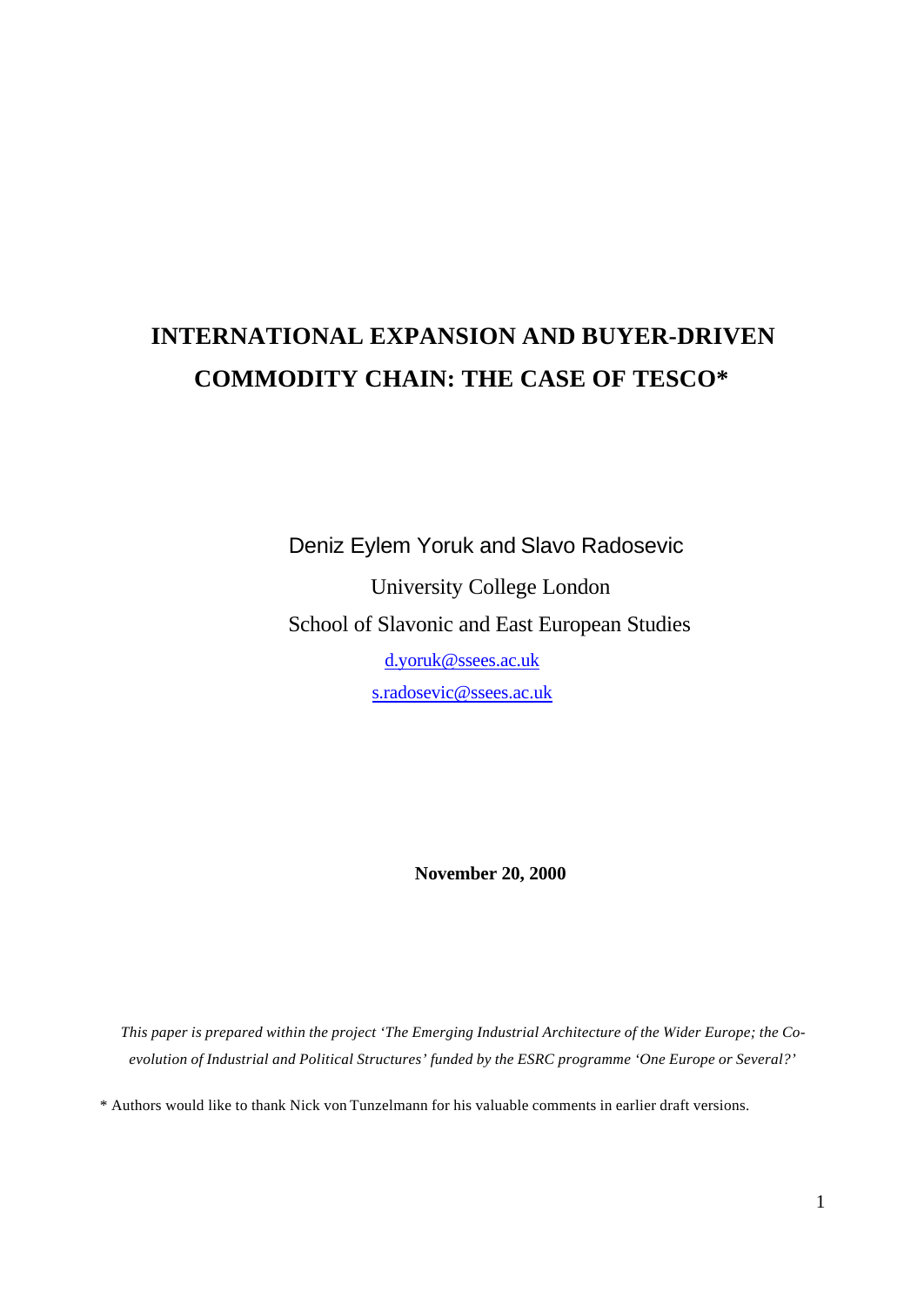# INTERNATIONAL EXPANSION AND BUYER-DRIVEN COMMODITY CHAIN: THE CASE OF TESCO*

Deniz Eylem Yoruk and Slavo Radosevic

University College London

School of Slavonic and East European Studies

d.yoruk@ssees.ac.uk

s.radosevic@ssees.ac.uk

**November 20, 2000**

*This paper is prepared within the project 'The Emerging Industrial Architecture of the Wider Europe; the Co-evolution of Industrial and Political Structures' funded by the ESRC programme 'One Europe or Several?'*

* Authors would like to thank Nick von Tunzelmann for his valuable comments in earlier draft versions.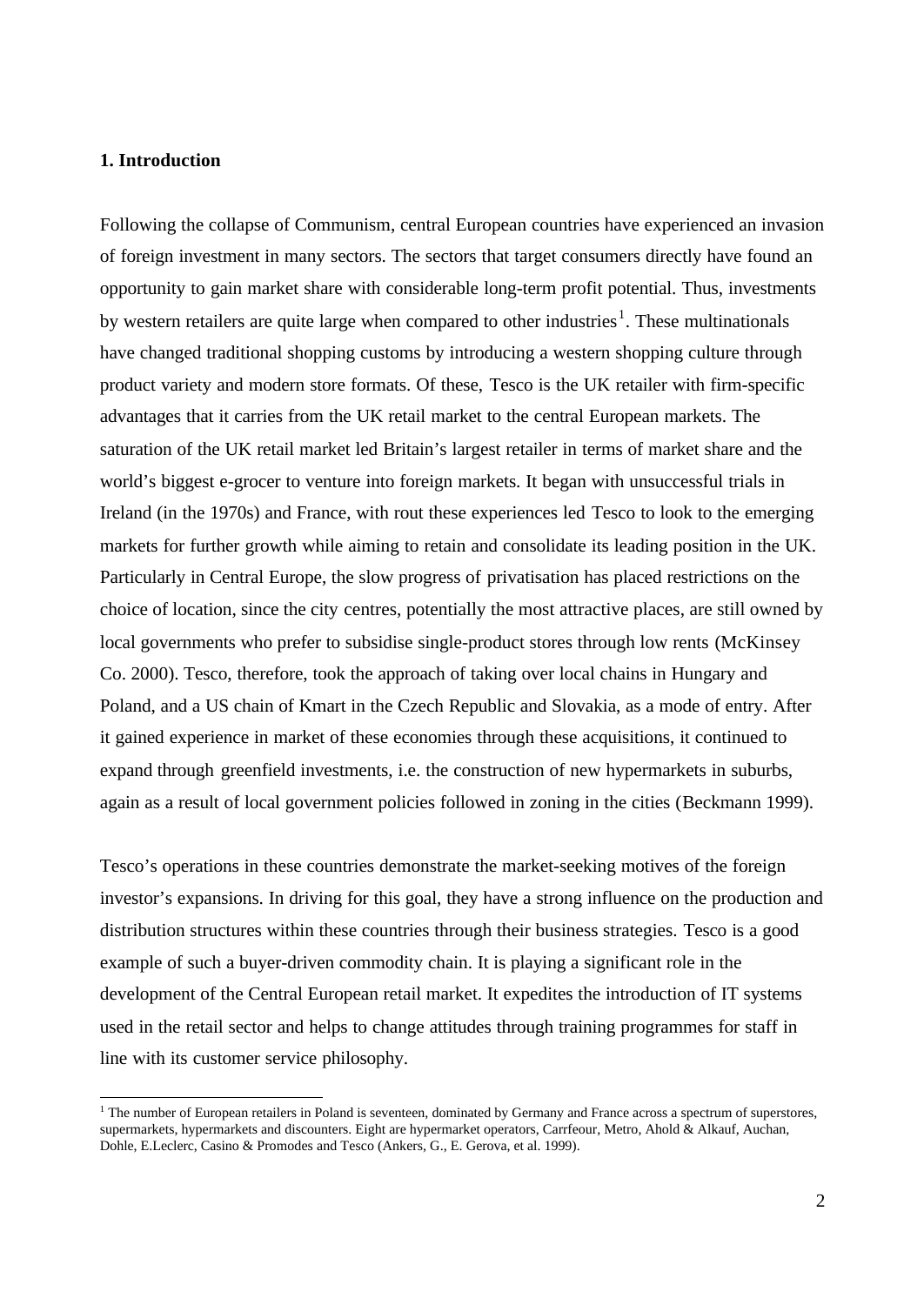**1. Introduction**

Following the collapse of Communism, central European countries have experienced an invasion of foreign investment in many sectors. The sectors that target consumers directly have found an opportunity to gain market share with considerable long-term profit potential. Thus, investments by western retailers are quite large when compared to other industries[1]. These multinationals have changed traditional shopping customs by introducing a western shopping culture through product variety and modern store formats. Of these, Tesco is the UK retailer with firm-specific advantages that it carries from the UK retail market to the central European markets. The saturation of the UK retail market led Britain's largest retailer in terms of market share and the world's biggest e-grocer to venture into foreign markets. It began with unsuccessful trials in Ireland (in the 1970s) and France, with rout these experiences led Tesco to look to the emerging markets for further growth while aiming to retain and consolidate its leading position in the UK. Particularly in Central Europe, the slow progress of privatisation has placed restrictions on the choice of location, since the city centres, potentially the most attractive places, are still owned by local governments who prefer to subsidise single-product stores through low rents (McKinsey Co. 2000). Tesco, therefore, took the approach of taking over local chains in Hungary and Poland, and a US chain of Kmart in the Czech Republic and Slovakia, as a mode of entry. After it gained experience in market of these economies through these acquisitions, it continued to expand through greenfield investments, i.e. the construction of new hypermarkets in suburbs, again as a result of local government policies followed in zoning in the cities (Beckmann 1999).

Tesco's operations in these countries demonstrate the market-seeking motives of the foreign investor's expansions. In driving for this goal, they have a strong influence on the production and distribution structures within these countries through their business strategies. Tesco is a good example of such a buyer-driven commodity chain. It is playing a significant role in the development of the Central European retail market. It expedites the introduction of IT systems used in the retail sector and helps to change attitudes through training programmes for staff in line with its customer service philosophy.

[1] The number of European retailers in Poland is seventeen, dominated by Germany and France across a spectrum of superstores, supermarkets, hypermarkets and discounters. Eight are hypermarket operators, Carrfeour, Metro, Ahold & Alkauf, Auchan, Dohle, E.Leclerc, Casino & Promodes and Tesco (Ankers, G., E. Gerova, et al. 1999).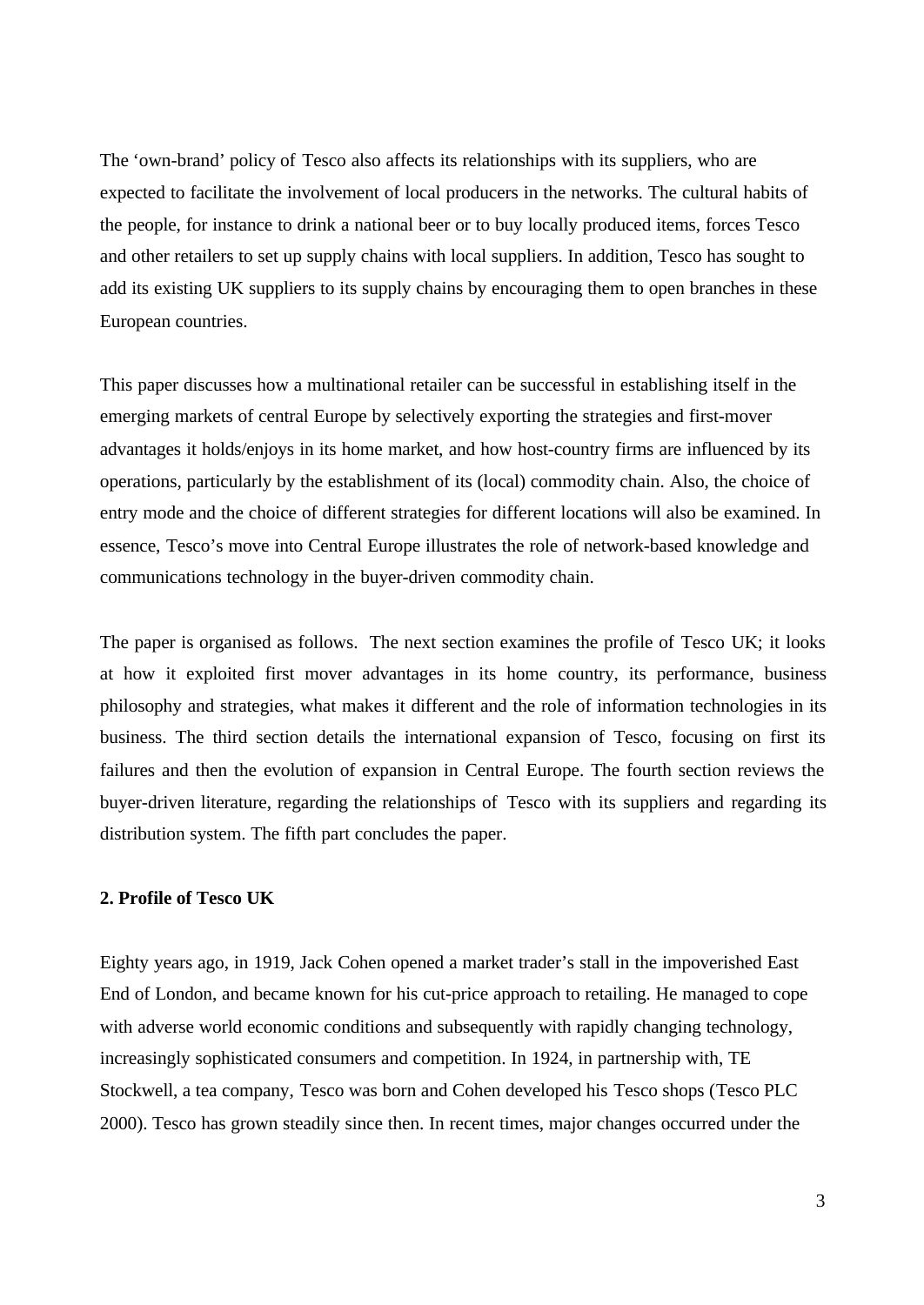The ‘own-brand’ policy of Tesco also affects its relationships with its suppliers, who are expected to facilitate the involvement of local producers in the networks. The cultural habits of the people, for instance to drink a national beer or to buy locally produced items, forces Tesco and other retailers to set up supply chains with local suppliers. In addition, Tesco has sought to add its existing UK suppliers to its supply chains by encouraging them to open branches in these European countries.

This paper discusses how a multinational retailer can be successful in establishing itself in the emerging markets of central Europe by selectively exporting the strategies and first-mover advantages it holds/enjoys in its home market, and how host-country firms are influenced by its operations, particularly by the establishment of its (local) commodity chain. Also, the choice of entry mode and the choice of different strategies for different locations will also be examined. In essence, Tesco’s move into Central Europe illustrates the role of network-based knowledge and communications technology in the buyer-driven commodity chain.

The paper is organised as follows. The next section examines the profile of Tesco UK; it looks at how it exploited first mover advantages in its home country, its performance, business philosophy and strategies, what makes it different and the role of information technologies in its business. The third section details the international expansion of Tesco, focusing on first its failures and then the evolution of expansion in Central Europe. The fourth section reviews the buyer-driven literature, regarding the relationships of Tesco with its suppliers and regarding its distribution system. The fifth part concludes the paper.

## 2. Profile of Tesco UK

Eighty years ago, in 1919, Jack Cohen opened a market trader’s stall in the impoverished East End of London, and became known for his cut-price approach to retailing. He managed to cope with adverse world economic conditions and subsequently with rapidly changing technology, increasingly sophisticated consumers and competition. In 1924, in partnership with, TE Stockwell, a tea company, Tesco was born and Cohen developed his Tesco shops (Tesco PLC 2000). Tesco has grown steadily since then. In recent times, major changes occurred under the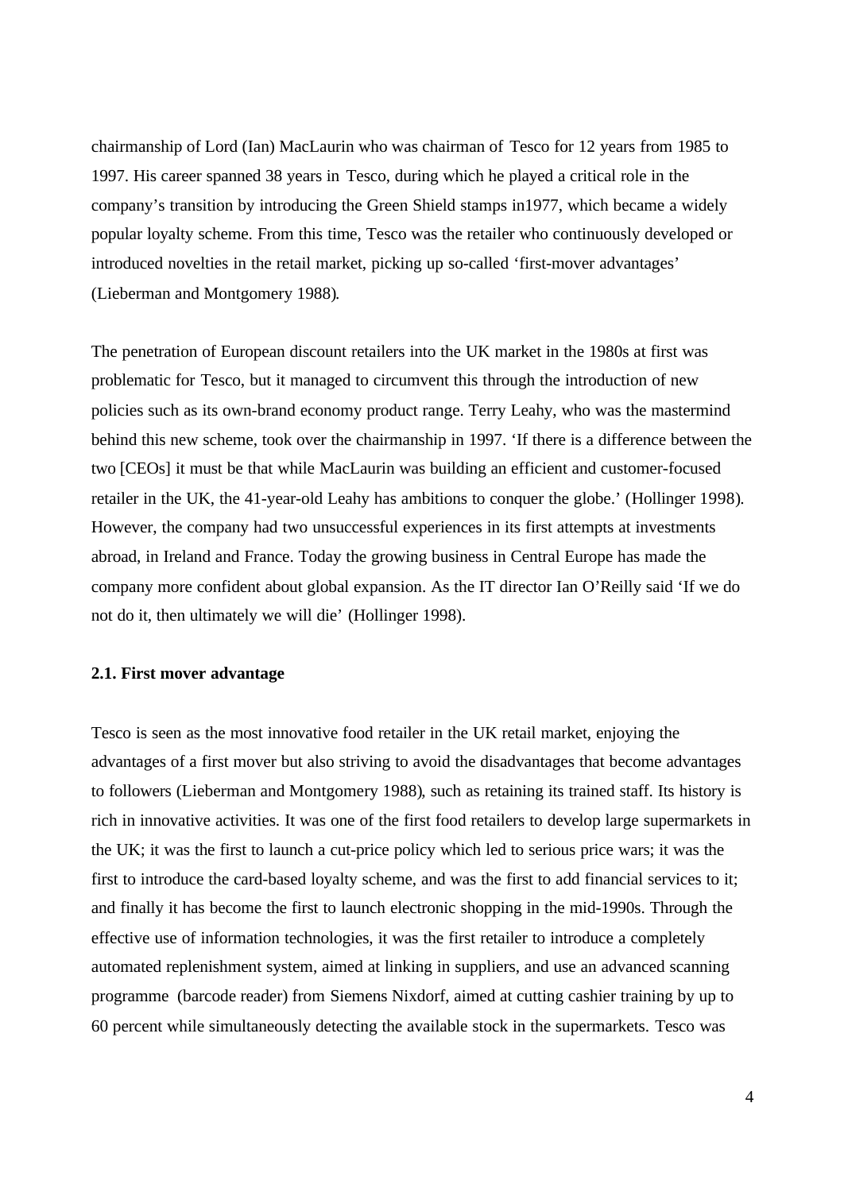chairmanship of Lord (Ian) MacLaurin who was chairman of Tesco for 12 years from 1985 to 1997. His career spanned 38 years in Tesco, during which he played a critical role in the company's transition by introducing the Green Shield stamps in1977, which became a widely popular loyalty scheme. From this time, Tesco was the retailer who continuously developed or introduced novelties in the retail market, picking up so-called 'first-mover advantages' (Lieberman and Montgomery 1988).

The penetration of European discount retailers into the UK market in the 1980s at first was problematic for Tesco, but it managed to circumvent this through the introduction of new policies such as its own-brand economy product range. Terry Leahy, who was the mastermind behind this new scheme, took over the chairmanship in 1997. 'If there is a difference between the two [CEOs] it must be that while MacLaurin was building an efficient and customer-focused retailer in the UK, the 41-year-old Leahy has ambitions to conquer the globe.' (Hollinger 1998). However, the company had two unsuccessful experiences in its first attempts at investments abroad, in Ireland and France. Today the growing business in Central Europe has made the company more confident about global expansion. As the IT director Ian O'Reilly said 'If we do not do it, then ultimately we will die' (Hollinger 1998).

### 2.1. First mover advantage

Tesco is seen as the most innovative food retailer in the UK retail market, enjoying the advantages of a first mover but also striving to avoid the disadvantages that become advantages to followers (Lieberman and Montgomery 1988), such as retaining its trained staff. Its history is rich in innovative activities. It was one of the first food retailers to develop large supermarkets in the UK; it was the first to launch a cut-price policy which led to serious price wars; it was the first to introduce the card-based loyalty scheme, and was the first to add financial services to it; and finally it has become the first to launch electronic shopping in the mid-1990s. Through the effective use of information technologies, it was the first retailer to introduce a completely automated replenishment system, aimed at linking in suppliers, and use an advanced scanning programme (barcode reader) from Siemens Nixdorf, aimed at cutting cashier training by up to 60 percent while simultaneously detecting the available stock in the supermarkets. Tesco was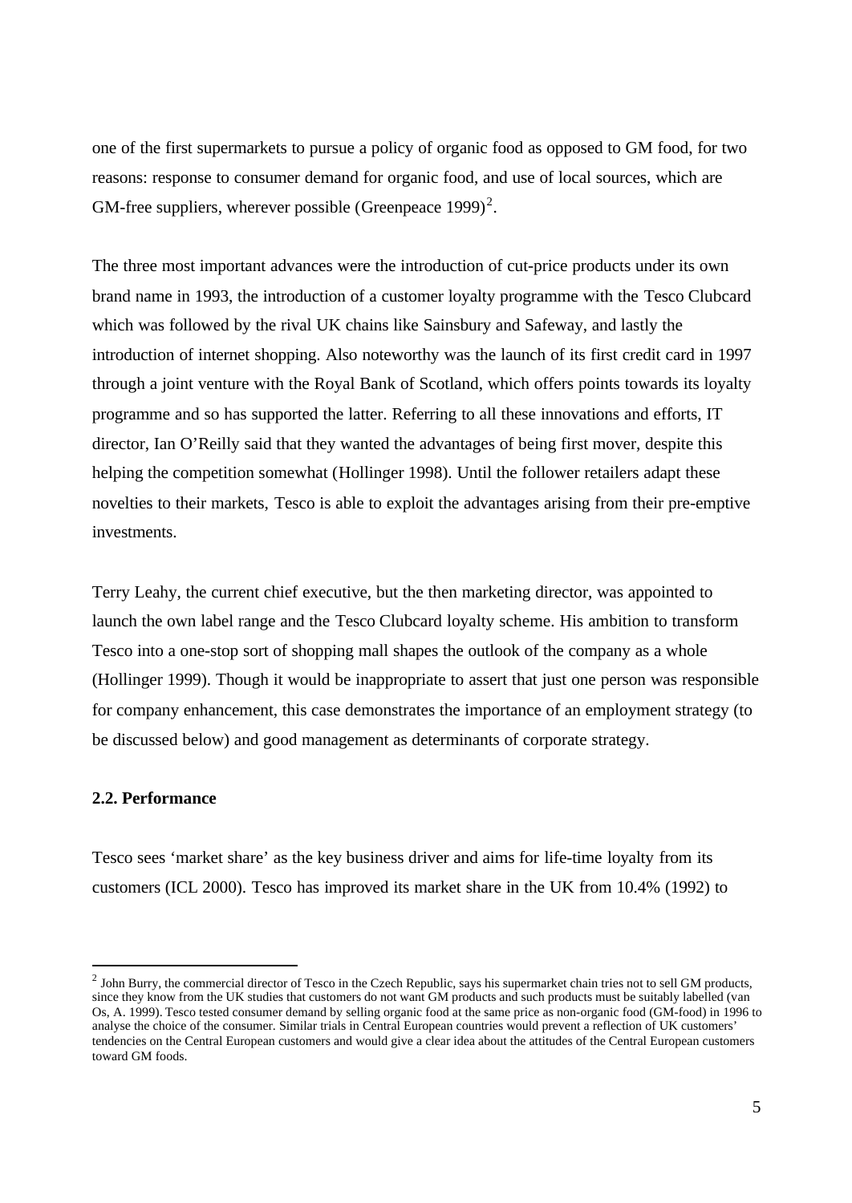one of the first supermarkets to pursue a policy of organic food as opposed to GM food, for two reasons: response to consumer demand for organic food, and use of local sources, which are GM-free suppliers, wherever possible (Greenpeace 1999)[2].

The three most important advances were the introduction of cut-price products under its own brand name in 1993, the introduction of a customer loyalty programme with the Tesco Clubcard which was followed by the rival UK chains like Sainsbury and Safeway, and lastly the introduction of internet shopping. Also noteworthy was the launch of its first credit card in 1997 through a joint venture with the Royal Bank of Scotland, which offers points towards its loyalty programme and so has supported the latter. Referring to all these innovations and efforts, IT director, Ian O'Reilly said that they wanted the advantages of being first mover, despite this helping the competition somewhat (Hollinger 1998). Until the follower retailers adapt these novelties to their markets, Tesco is able to exploit the advantages arising from their pre-emptive investments.

Terry Leahy, the current chief executive, but the then marketing director, was appointed to launch the own label range and the Tesco Clubcard loyalty scheme. His ambition to transform Tesco into a one-stop sort of shopping mall shapes the outlook of the company as a whole (Hollinger 1999). Though it would be inappropriate to assert that just one person was responsible for company enhancement, this case demonstrates the importance of an employment strategy (to be discussed below) and good management as determinants of corporate strategy.

### 2.2. Performance

Tesco sees 'market share' as the key business driver and aims for life-time loyalty from its customers (ICL 2000). Tesco has improved its market share in the UK from 10.4% (1992) to

---

[2] John Burry, the commercial director of Tesco in the Czech Republic, says his supermarket chain tries not to sell GM products, since they know from the UK studies that customers do not want GM products and such products must be suitably labelled (van Os, A. 1999). Tesco tested consumer demand by selling organic food at the same price as non-organic food (GM-food) in 1996 to analyse the choice of the consumer. Similar trials in Central European countries would prevent a reflection of UK customers' tendencies on the Central European customers and would give a clear idea about the attitudes of the Central European customers toward GM foods.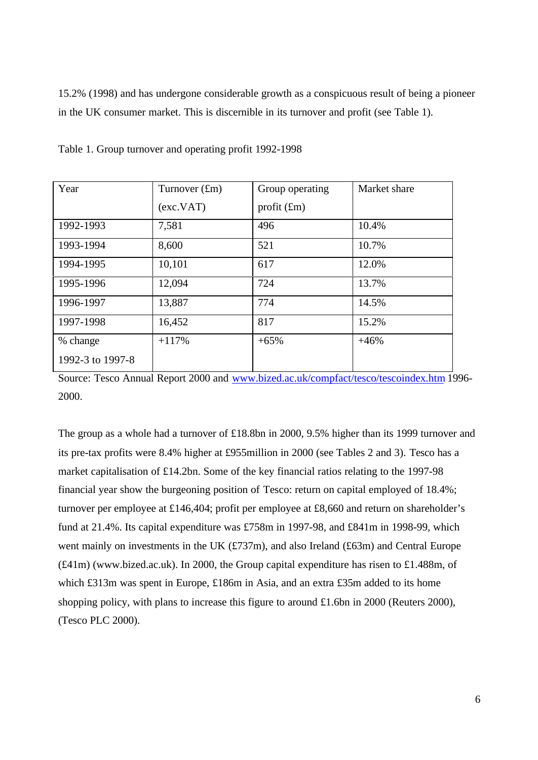15.2% (1998) and has undergone considerable growth as a conspicuous result of being a pioneer in the UK consumer market. This is discernible in its turnover and profit (see Table 1).

Table 1. Group turnover and operating profit 1992-1998

| Year | Turnover (£m) (exc.VAT) | Group operating profit (£m) | Market share |
|---|---|---|---|
| 1992-1993 | 7,581 | 496 | 10.4% |
| 1993-1994 | 8,600 | 521 | 10.7% |
| 1994-1995 | 10,101 | 617 | 12.0% |
| 1995-1996 | 12,094 | 724 | 13.7% |
| 1996-1997 | 13,887 | 774 | 14.5% |
| 1997-1998 | 16,452 | 817 | 15.2% |
| % change 1992-3 to 1997-8 | +117% | +65% | +46% |

Source: Tesco Annual Report 2000 and www.bized.ac.uk/compfact/tesco/tescoindex.htm 1996-2000.

The group as a whole had a turnover of £18.8bn in 2000, 9.5% higher than its 1999 turnover and its pre-tax profits were 8.4% higher at £955million in 2000 (see Tables 2 and 3). Tesco has a market capitalisation of £14.2bn. Some of the key financial ratios relating to the 1997-98 financial year show the burgeoning position of Tesco: return on capital employed of 18.4%; turnover per employee at £146,404; profit per employee at £8,660 and return on shareholder's fund at 21.4%. Its capital expenditure was £758m in 1997-98, and £841m in 1998-99, which went mainly on investments in the UK (£737m), and also Ireland (£63m) and Central Europe (£41m) (www.bized.ac.uk). In 2000, the Group capital expenditure has risen to £1.488m, of which £313m was spent in Europe, £186m in Asia, and an extra £35m added to its home shopping policy, with plans to increase this figure to around £1.6bn in 2000 (Reuters 2000), (Tesco PLC 2000).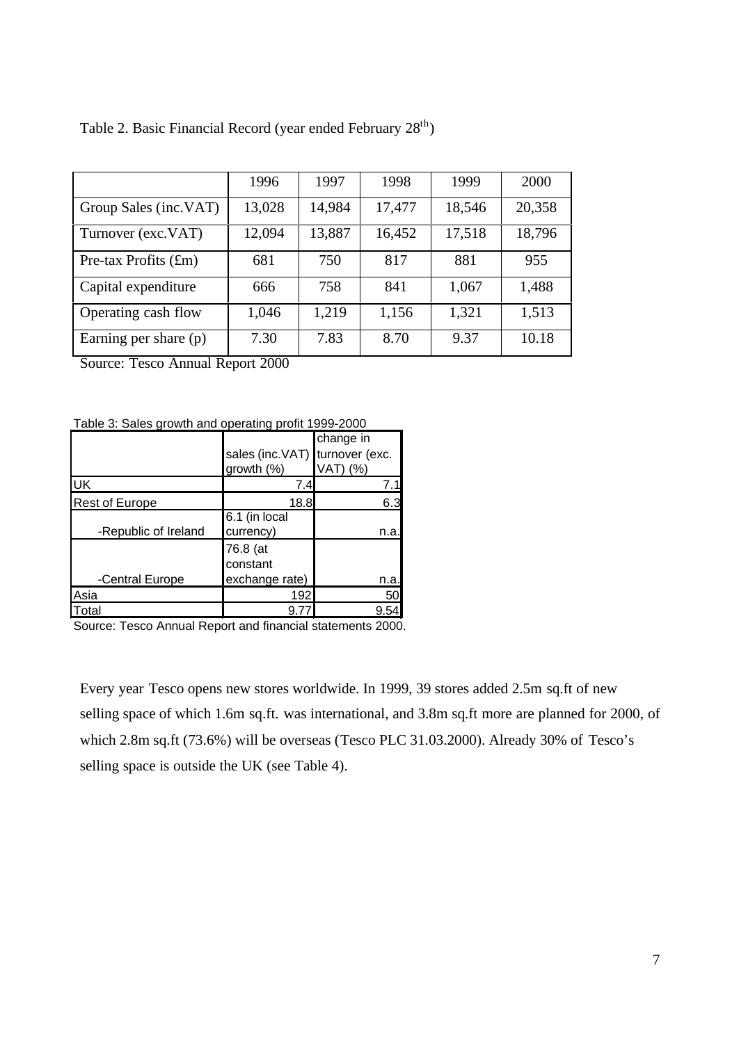Table 2. Basic Financial Record (year ended February 28th)

| | 1996 | 1997 | 1998 | 1999 | 2000 |
|---|---|---|---|---|---|
| Group Sales (inc.VAT) | 13,028 | 14,984 | 17,477 | 18,546 | 20,358 |
| Turnover (exc.VAT) | 12,094 | 13,887 | 16,452 | 17,518 | 18,796 |
| Pre-tax Profits (£m) | 681 | 750 | 817 | 881 | 955 |
| Capital expenditure | 666 | 758 | 841 | 1,067 | 1,488 |
| Operating cash flow | 1,046 | 1,219 | 1,156 | 1,321 | 1,513 |
| Earning per share (p) | 7.30 | 7.83 | 8.70 | 9.37 | 10.18 |

Source: Tesco Annual Report 2000

Table 3: Sales growth and operating profit 1999-2000

| | sales (inc.VAT) growth (%) | change in turnover (exc. VAT) (%) |
|---|---|---|
| UK | 7.4 | 7.1 |
| Rest of Europe | 18.8 | 6.3 |
| -Republic of Ireland | 6.1 (in local currency) | n.a. |
| -Central Europe | 76.8 (at constant exchange rate) | n.a. |
| Asia | 192 | 50 |
| Total | 9.77 | 9.54 |

Source: Tesco Annual Report and financial statements 2000.

Every year Tesco opens new stores worldwide. In 1999, 39 stores added 2.5m sq.ft of new selling space of which 1.6m sq.ft. was international, and 3.8m sq.ft more are planned for 2000, of which 2.8m sq.ft (73.6%) will be overseas (Tesco PLC 31.03.2000). Already 30% of Tesco's selling space is outside the UK (see Table 4).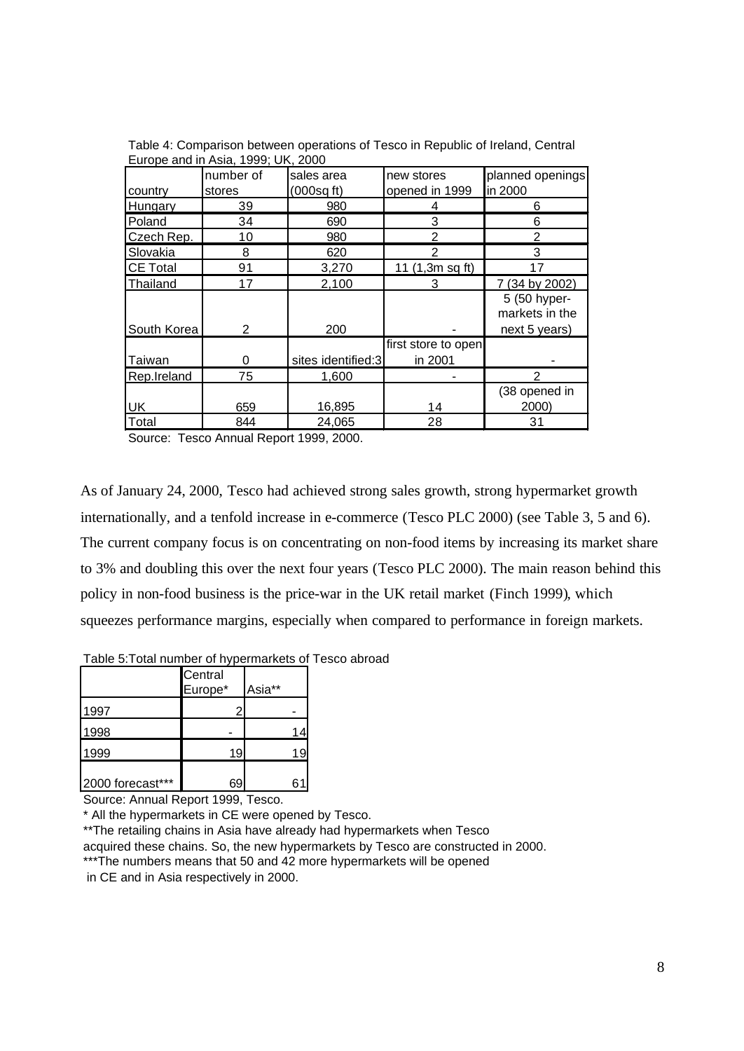Table 4: Comparison between operations of Tesco in Republic of Ireland, Central Europe and in Asia, 1999; UK, 2000

| country | number of stores | sales area (000sq ft) | new stores opened in 1999 | planned openings in 2000 |
|---|---|---|---|---|
| Hungary | 39 | 980 | 4 | 6 |
| Poland | 34 | 690 | 3 | 6 |
| Czech Rep. | 10 | 980 | 2 | 2 |
| Slovakia | 8 | 620 | 2 | 3 |
| CE Total | 91 | 3,270 | 11 (1,3m sq ft) | 17 |
| Thailand | 17 | 2,100 | 3 | 7 (34 by 2002) |
| South Korea | 2 | 200 | - | 5 (50 hyper-markets in the next 5 years) |
| Taiwan | 0 | sites identified:3 | first store to open in 2001 | - |
| Rep.Ireland | 75 | 1,600 | - | 2 |
| UK | 659 | 16,895 | 14 | (38 opened in 2000) |
| Total | 844 | 24,065 | 28 | 31 |

Source: Tesco Annual Report 1999, 2000.

As of January 24, 2000, Tesco had achieved strong sales growth, strong hypermarket growth internationally, and a tenfold increase in e-commerce (Tesco PLC 2000) (see Table 3, 5 and 6). The current company focus is on concentrating on non-food items by increasing its market share to 3% and doubling this over the next four years (Tesco PLC 2000). The main reason behind this policy in non-food business is the price-war in the UK retail market (Finch 1999), which squeezes performance margins, especially when compared to performance in foreign markets.

Table 5:Total number of hypermarkets of Tesco abroad

| | Central Europe* | Asia** |
|---|---|---|
| 1997 | 2 | - |
| 1998 | - | 14 |
| 1999 | 19 | 19 |
| 2000 forecast*** | 69 | 61 |

Source: Annual Report 1999, Tesco.

* All the hypermarkets in CE were opened by Tesco.

**The retailing chains in Asia have already had hypermarkets when Tesco acquired these chains. So, the new hypermarkets by Tesco are constructed in 2000.

***The numbers means that 50 and 42 more hypermarkets will be opened in CE and in Asia respectively in 2000.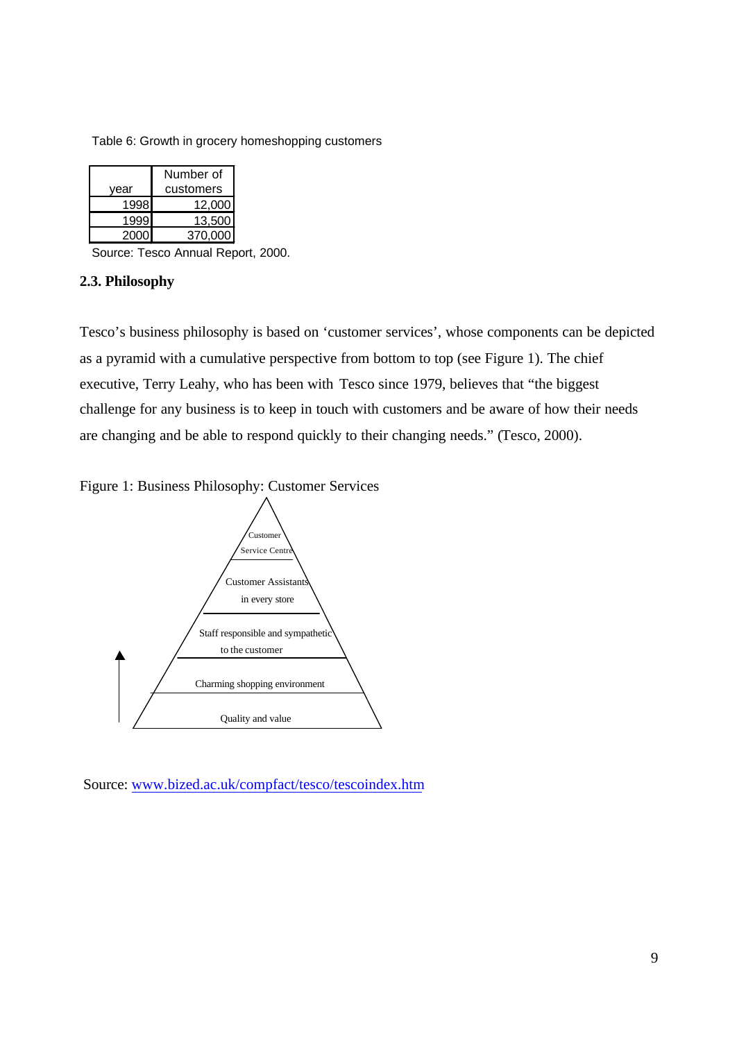Table 6: Growth in grocery homeshopping customers

| year | Number of customers |
|---|---|
| 1998 | 12,000 |
| 1999 | 13,500 |
| 2000 | 370,000 |

Source: Tesco Annual Report, 2000.

### 2.3. Philosophy

Tesco's business philosophy is based on 'customer services', whose components can be depicted as a pyramid with a cumulative perspective from bottom to top (see Figure 1). The chief executive, Terry Leahy, who has been with Tesco since 1979, believes that "the biggest challenge for any business is to keep in touch with customers and be aware of how their needs are changing and be able to respond quickly to their changing needs." (Tesco, 2000).

Figure 1: Business Philosophy: Customer Services

Customer Service Centre

Customer Assistants in every store

Staff responsible and sympathetic to the customer

Charming shopping environment

Quality and value

Source: www.bized.ac.uk/compfact/tesco/tescoindex.htm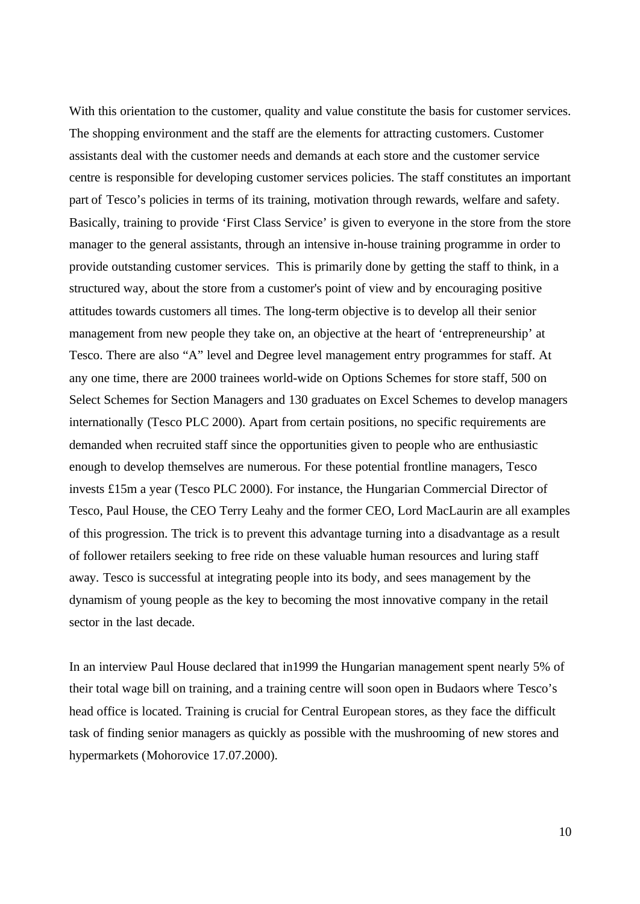With this orientation to the customer, quality and value constitute the basis for customer services. The shopping environment and the staff are the elements for attracting customers. Customer assistants deal with the customer needs and demands at each store and the customer service centre is responsible for developing customer services policies. The staff constitutes an important part of Tesco's policies in terms of its training, motivation through rewards, welfare and safety. Basically, training to provide 'First Class Service' is given to everyone in the store from the store manager to the general assistants, through an intensive in-house training programme in order to provide outstanding customer services. This is primarily done by getting the staff to think, in a structured way, about the store from a customer's point of view and by encouraging positive attitudes towards customers all times. The long-term objective is to develop all their senior management from new people they take on, an objective at the heart of 'entrepreneurship' at Tesco. There are also "A" level and Degree level management entry programmes for staff. At any one time, there are 2000 trainees world-wide on Options Schemes for store staff, 500 on Select Schemes for Section Managers and 130 graduates on Excel Schemes to develop managers internationally (Tesco PLC 2000). Apart from certain positions, no specific requirements are demanded when recruited staff since the opportunities given to people who are enthusiastic enough to develop themselves are numerous. For these potential frontline managers, Tesco invests £15m a year (Tesco PLC 2000). For instance, the Hungarian Commercial Director of Tesco, Paul House, the CEO Terry Leahy and the former CEO, Lord MacLaurin are all examples of this progression. The trick is to prevent this advantage turning into a disadvantage as a result of follower retailers seeking to free ride on these valuable human resources and luring staff away. Tesco is successful at integrating people into its body, and sees management by the dynamism of young people as the key to becoming the most innovative company in the retail sector in the last decade.

In an interview Paul House declared that in1999 the Hungarian management spent nearly 5% of their total wage bill on training, and a training centre will soon open in Budaors where Tesco's head office is located. Training is crucial for Central European stores, as they face the difficult task of finding senior managers as quickly as possible with the mushrooming of new stores and hypermarkets (Mohorovice 17.07.2000).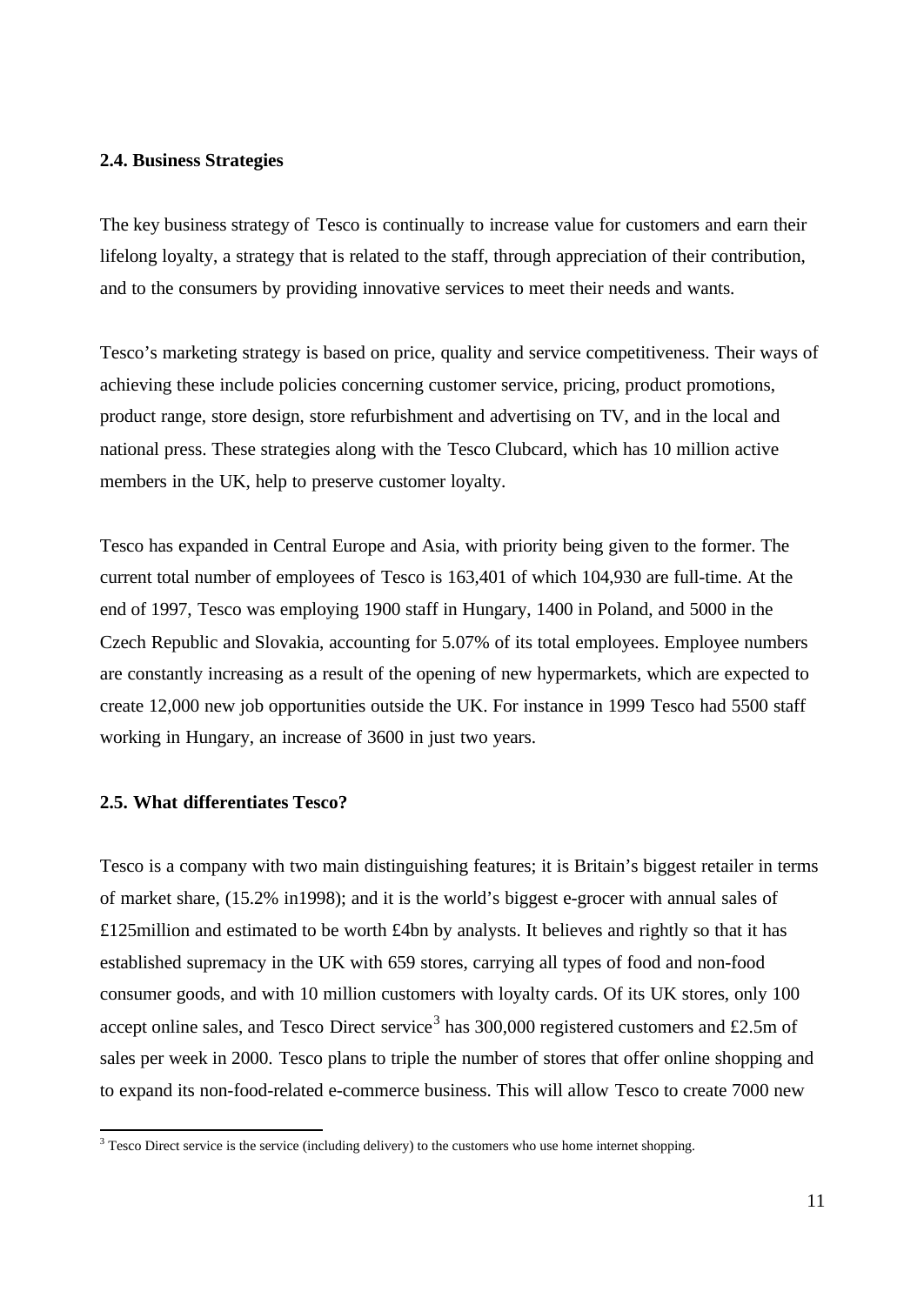### 2.4. Business Strategies

The key business strategy of Tesco is continually to increase value for customers and earn their lifelong loyalty, a strategy that is related to the staff, through appreciation of their contribution, and to the consumers by providing innovative services to meet their needs and wants.

Tesco's marketing strategy is based on price, quality and service competitiveness. Their ways of achieving these include policies concerning customer service, pricing, product promotions, product range, store design, store refurbishment and advertising on TV, and in the local and national press. These strategies along with the Tesco Clubcard, which has 10 million active members in the UK, help to preserve customer loyalty.

Tesco has expanded in Central Europe and Asia, with priority being given to the former. The current total number of employees of Tesco is 163,401 of which 104,930 are full-time. At the end of 1997, Tesco was employing 1900 staff in Hungary, 1400 in Poland, and 5000 in the Czech Republic and Slovakia, accounting for 5.07% of its total employees. Employee numbers are constantly increasing as a result of the opening of new hypermarkets, which are expected to create 12,000 new job opportunities outside the UK. For instance in 1999 Tesco had 5500 staff working in Hungary, an increase of 3600 in just two years.

### 2.5. What differentiates Tesco?

Tesco is a company with two main distinguishing features; it is Britain's biggest retailer in terms of market share, (15.2% in1998); and it is the world's biggest e-grocer with annual sales of £125million and estimated to be worth £4bn by analysts. It believes and rightly so that it has established supremacy in the UK with 659 stores, carrying all types of food and non-food consumer goods, and with 10 million customers with loyalty cards. Of its UK stores, only 100 accept online sales, and Tesco Direct service[3] has 300,000 registered customers and £2.5m of sales per week in 2000. Tesco plans to triple the number of stores that offer online shopping and to expand its non-food-related e-commerce business. This will allow Tesco to create 7000 new

[3] Tesco Direct service is the service (including delivery) to the customers who use home internet shopping.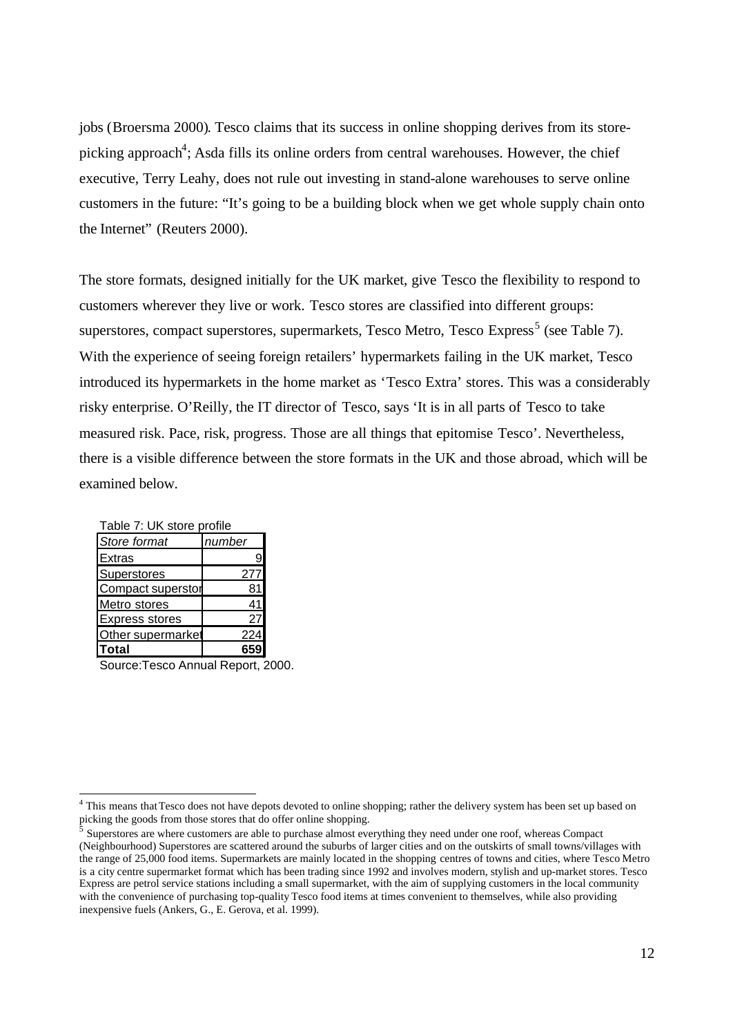jobs (Broersma 2000). Tesco claims that its success in online shopping derives from its store-picking approach[4]; Asda fills its online orders from central warehouses. However, the chief executive, Terry Leahy, does not rule out investing in stand-alone warehouses to serve online customers in the future: "It's going to be a building block when we get whole supply chain onto the Internet" (Reuters 2000).

The store formats, designed initially for the UK market, give Tesco the flexibility to respond to customers wherever they live or work. Tesco stores are classified into different groups: superstores, compact superstores, supermarkets, Tesco Metro, Tesco Express[5] (see Table 7). With the experience of seeing foreign retailers' hypermarkets failing in the UK market, Tesco introduced its hypermarkets in the home market as 'Tesco Extra' stores. This was a considerably risky enterprise. O'Reilly, the IT director of Tesco, says 'It is in all parts of Tesco to take measured risk. Pace, risk, progress. Those are all things that epitomise Tesco'. Nevertheless, there is a visible difference between the store formats in the UK and those abroad, which will be examined below.

Table 7: UK store profile

| *Store format* | *number* |
|---|---|
| Extras | 9 |
| Superstores | 277 |
| Compact superstor | 81 |
| Metro stores | 41 |
| Express stores | 27 |
| Other supermarket | 224 |
| **Total** | **659** |

Source:Tesco Annual Report, 2000.

---

[4] This means that Tesco does not have depots devoted to online shopping; rather the delivery system has been set up based on picking the goods from those stores that do offer online shopping.

[5] Superstores are where customers are able to purchase almost everything they need under one roof, whereas Compact (Neighbourhood) Superstores are scattered around the suburbs of larger cities and on the outskirts of small towns/villages with the range of 25,000 food items. Supermarkets are mainly located in the shopping centres of towns and cities, where Tesco Metro is a city centre supermarket format which has been trading since 1992 and involves modern, stylish and up-market stores. Tesco Express are petrol service stations including a small supermarket, with the aim of supplying customers in the local community with the convenience of purchasing top-quality Tesco food items at times convenient to themselves, while also providing inexpensive fuels (Ankers, G., E. Gerova, et al. 1999).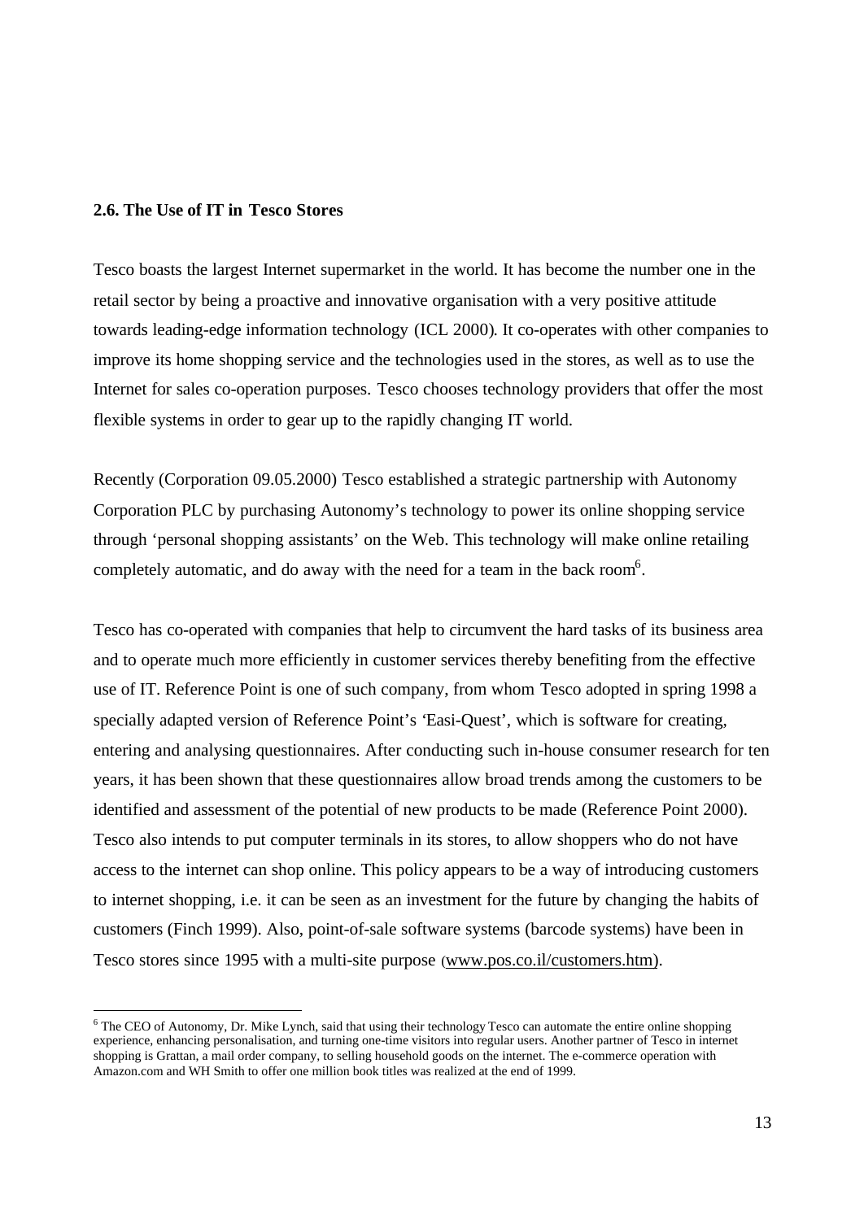**2.6. The Use of IT in Tesco Stores**

Tesco boasts the largest Internet supermarket in the world. It has become the number one in the retail sector by being a proactive and innovative organisation with a very positive attitude towards leading-edge information technology (ICL 2000). It co-operates with other companies to improve its home shopping service and the technologies used in the stores, as well as to use the Internet for sales co-operation purposes. Tesco chooses technology providers that offer the most flexible systems in order to gear up to the rapidly changing IT world.

Recently (Corporation 09.05.2000) Tesco established a strategic partnership with Autonomy Corporation PLC by purchasing Autonomy's technology to power its online shopping service through 'personal shopping assistants' on the Web. This technology will make online retailing completely automatic, and do away with the need for a team in the back room[6].

Tesco has co-operated with companies that help to circumvent the hard tasks of its business area and to operate much more efficiently in customer services thereby benefiting from the effective use of IT. Reference Point is one of such company, from whom Tesco adopted in spring 1998 a specially adapted version of Reference Point's 'Easi-Quest', which is software for creating, entering and analysing questionnaires. After conducting such in-house consumer research for ten years, it has been shown that these questionnaires allow broad trends among the customers to be identified and assessment of the potential of new products to be made (Reference Point 2000). Tesco also intends to put computer terminals in its stores, to allow shoppers who do not have access to the internet can shop online. This policy appears to be a way of introducing customers to internet shopping, i.e. it can be seen as an investment for the future by changing the habits of customers (Finch 1999). Also, point-of-sale software systems (barcode systems) have been in Tesco stores since 1995 with a multi-site purpose (www.pos.co.il/customers.htm).

---

[6] The CEO of Autonomy, Dr. Mike Lynch, said that using their technology Tesco can automate the entire online shopping experience, enhancing personalisation, and turning one-time visitors into regular users. Another partner of Tesco in internet shopping is Grattan, a mail order company, to selling household goods on the internet. The e-commerce operation with Amazon.com and WH Smith to offer one million book titles was realized at the end of 1999.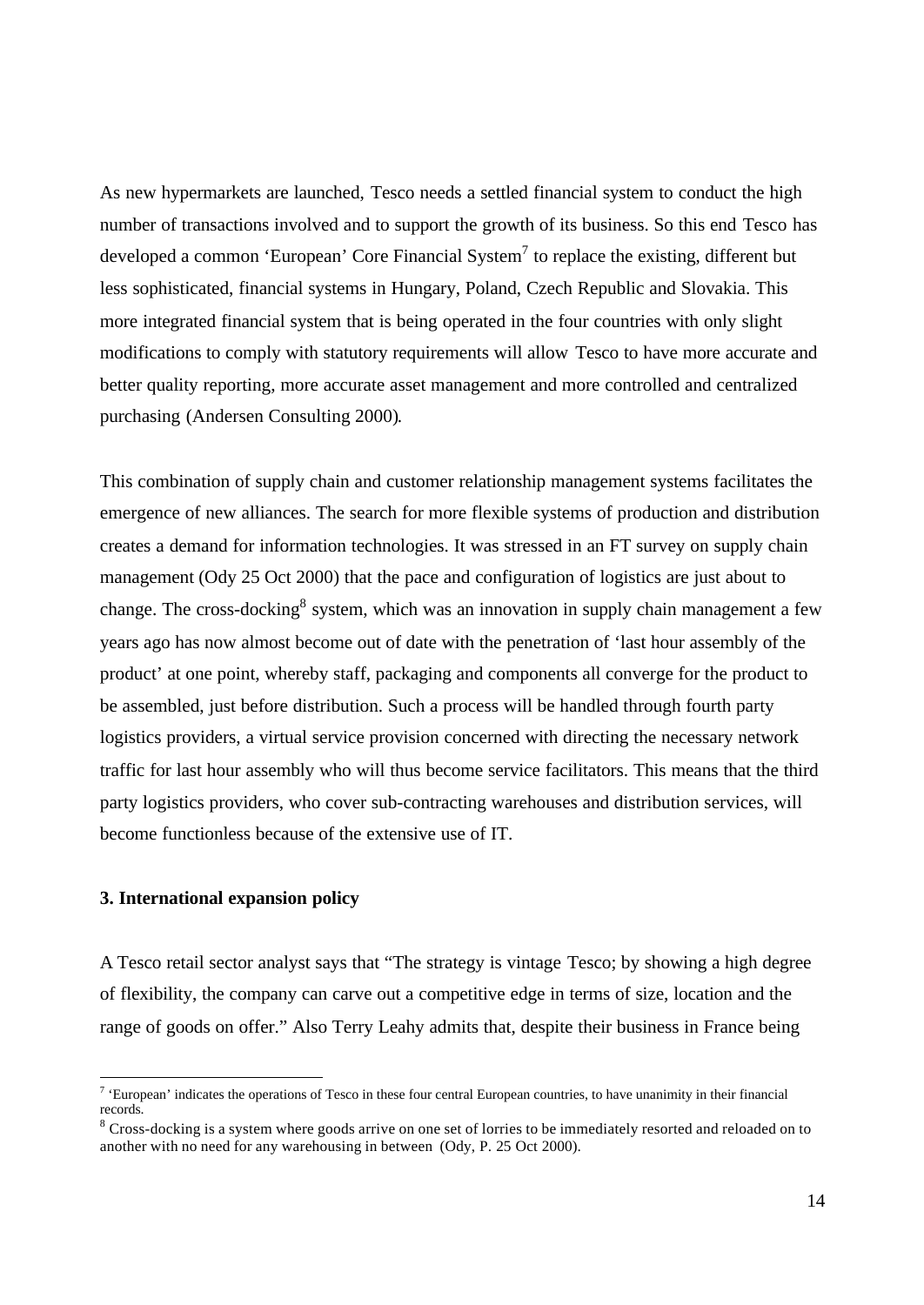As new hypermarkets are launched, Tesco needs a settled financial system to conduct the high number of transactions involved and to support the growth of its business. So this end Tesco has developed a common 'European' Core Financial System[7] to replace the existing, different but less sophisticated, financial systems in Hungary, Poland, Czech Republic and Slovakia. This more integrated financial system that is being operated in the four countries with only slight modifications to comply with statutory requirements will allow Tesco to have more accurate and better quality reporting, more accurate asset management and more controlled and centralized purchasing (Andersen Consulting 2000).

This combination of supply chain and customer relationship management systems facilitates the emergence of new alliances. The search for more flexible systems of production and distribution creates a demand for information technologies. It was stressed in an FT survey on supply chain management (Ody 25 Oct 2000) that the pace and configuration of logistics are just about to change. The cross-docking[8] system, which was an innovation in supply chain management a few years ago has now almost become out of date with the penetration of 'last hour assembly of the product' at one point, whereby staff, packaging and components all converge for the product to be assembled, just before distribution. Such a process will be handled through fourth party logistics providers, a virtual service provision concerned with directing the necessary network traffic for last hour assembly who will thus become service facilitators. This means that the third party logistics providers, who cover sub-contracting warehouses and distribution services, will become functionless because of the extensive use of IT.

### 3. International expansion policy

A Tesco retail sector analyst says that "The strategy is vintage Tesco; by showing a high degree of flexibility, the company can carve out a competitive edge in terms of size, location and the range of goods on offer." Also Terry Leahy admits that, despite their business in France being

---

[7] 'European' indicates the operations of Tesco in these four central European countries, to have unanimity in their financial records.

[8] Cross-docking is a system where goods arrive on one set of lorries to be immediately resorted and reloaded on to another with no need for any warehousing in between (Ody, P. 25 Oct 2000).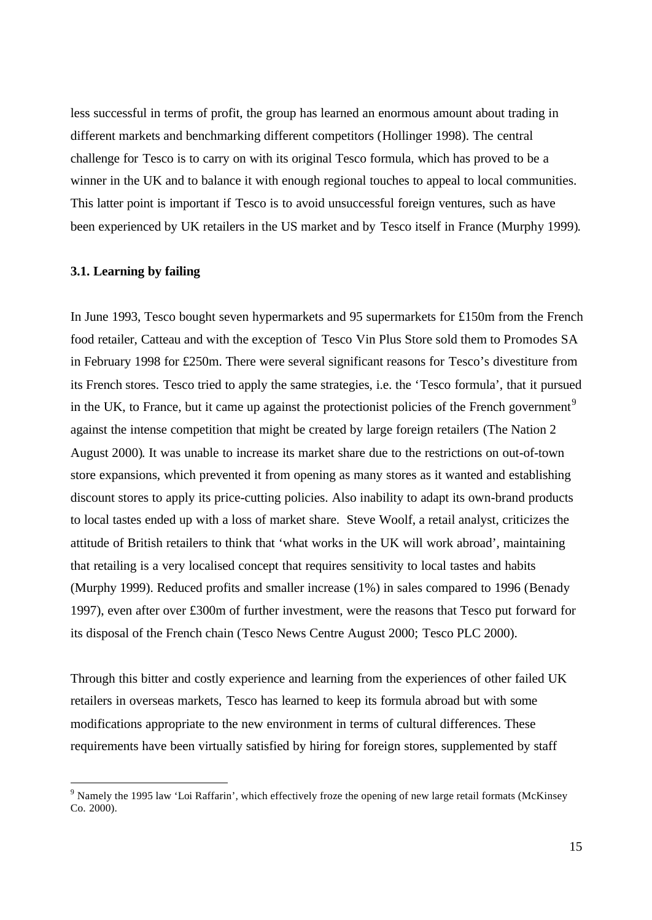less successful in terms of profit, the group has learned an enormous amount about trading in different markets and benchmarking different competitors (Hollinger 1998). The central challenge for Tesco is to carry on with its original Tesco formula, which has proved to be a winner in the UK and to balance it with enough regional touches to appeal to local communities. This latter point is important if Tesco is to avoid unsuccessful foreign ventures, such as have been experienced by UK retailers in the US market and by Tesco itself in France (Murphy 1999).

### 3.1. Learning by failing

In June 1993, Tesco bought seven hypermarkets and 95 supermarkets for £150m from the French food retailer, Catteau and with the exception of Tesco Vin Plus Store sold them to Promodes SA in February 1998 for £250m. There were several significant reasons for Tesco's divestiture from its French stores. Tesco tried to apply the same strategies, i.e. the 'Tesco formula', that it pursued in the UK, to France, but it came up against the protectionist policies of the French government[9] against the intense competition that might be created by large foreign retailers (The Nation 2 August 2000). It was unable to increase its market share due to the restrictions on out-of-town store expansions, which prevented it from opening as many stores as it wanted and establishing discount stores to apply its price-cutting policies. Also inability to adapt its own-brand products to local tastes ended up with a loss of market share. Steve Woolf, a retail analyst, criticizes the attitude of British retailers to think that 'what works in the UK will work abroad', maintaining that retailing is a very localised concept that requires sensitivity to local tastes and habits (Murphy 1999). Reduced profits and smaller increase (1%) in sales compared to 1996 (Benady 1997), even after over £300m of further investment, were the reasons that Tesco put forward for its disposal of the French chain (Tesco News Centre August 2000; Tesco PLC 2000).

Through this bitter and costly experience and learning from the experiences of other failed UK retailers in overseas markets, Tesco has learned to keep its formula abroad but with some modifications appropriate to the new environment in terms of cultural differences. These requirements have been virtually satisfied by hiring for foreign stores, supplemented by staff

[9] Namely the 1995 law 'Loi Raffarin', which effectively froze the opening of new large retail formats (McKinsey Co. 2000).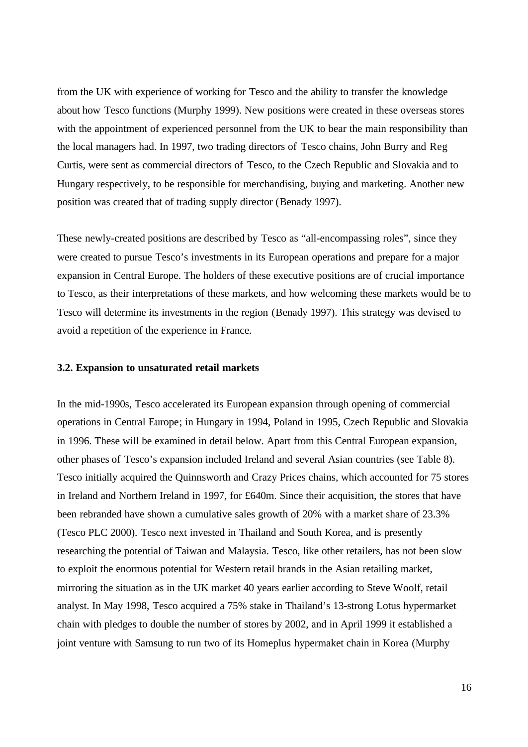from the UK with experience of working for Tesco and the ability to transfer the knowledge about how Tesco functions (Murphy 1999). New positions were created in these overseas stores with the appointment of experienced personnel from the UK to bear the main responsibility than the local managers had. In 1997, two trading directors of Tesco chains, John Burry and Reg Curtis, were sent as commercial directors of Tesco, to the Czech Republic and Slovakia and to Hungary respectively, to be responsible for merchandising, buying and marketing. Another new position was created that of trading supply director (Benady 1997).

These newly-created positions are described by Tesco as "all-encompassing roles", since they were created to pursue Tesco's investments in its European operations and prepare for a major expansion in Central Europe. The holders of these executive positions are of crucial importance to Tesco, as their interpretations of these markets, and how welcoming these markets would be to Tesco will determine its investments in the region (Benady 1997). This strategy was devised to avoid a repetition of the experience in France.

### 3.2. Expansion to unsaturated retail markets

In the mid-1990s, Tesco accelerated its European expansion through opening of commercial operations in Central Europe; in Hungary in 1994, Poland in 1995, Czech Republic and Slovakia in 1996. These will be examined in detail below. Apart from this Central European expansion, other phases of Tesco's expansion included Ireland and several Asian countries (see Table 8). Tesco initially acquired the Quinnsworth and Crazy Prices chains, which accounted for 75 stores in Ireland and Northern Ireland in 1997, for £640m. Since their acquisition, the stores that have been rebranded have shown a cumulative sales growth of 20% with a market share of 23.3% (Tesco PLC 2000). Tesco next invested in Thailand and South Korea, and is presently researching the potential of Taiwan and Malaysia. Tesco, like other retailers, has not been slow to exploit the enormous potential for Western retail brands in the Asian retailing market, mirroring the situation as in the UK market 40 years earlier according to Steve Woolf, retail analyst. In May 1998, Tesco acquired a 75% stake in Thailand's 13-strong Lotus hypermarket chain with pledges to double the number of stores by 2002, and in April 1999 it established a joint venture with Samsung to run two of its Homeplus hypermaket chain in Korea (Murphy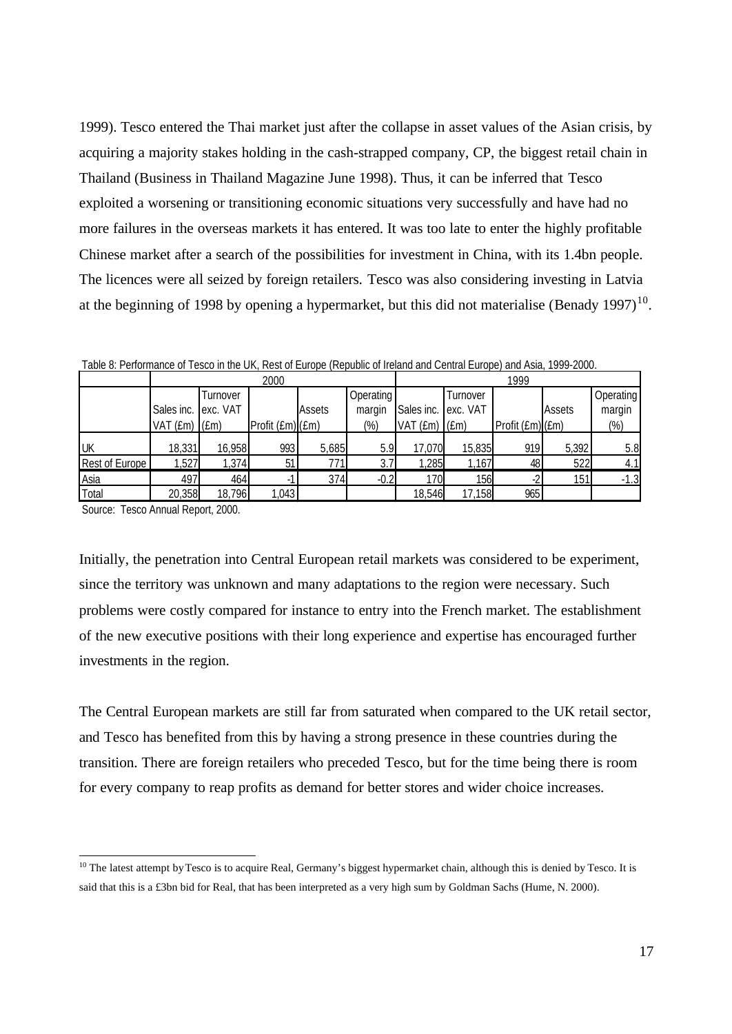1999). Tesco entered the Thai market just after the collapse in asset values of the Asian crisis, by acquiring a majority stakes holding in the cash-strapped company, CP, the biggest retail chain in Thailand (Business in Thailand Magazine June 1998). Thus, it can be inferred that Tesco exploited a worsening or transitioning economic situations very successfully and have had no more failures in the overseas markets it has entered. It was too late to enter the highly profitable Chinese market after a search of the possibilities for investment in China, with its 1.4bn people. The licences were all seized by foreign retailers. Tesco was also considering investing in Latvia at the beginning of 1998 by opening a hypermarket, but this did not materialise (Benady 1997)[10].

Table 8: Performance of Tesco in the UK, Rest of Europe (Republic of Ireland and Central Europe) and Asia, 1999-2000.

| | 2000 | | | | | 1999 | | | | |
|---|---|---|---|---|---|---|---|---|---|---|
| | Sales inc. VAT (£m) | Turnover exc. VAT (£m) | Profit (£m) | Assets (£m) | Operating margin (%) | Sales inc. VAT (£m) | Turnover exc. VAT (£m) | Profit (£m) | Assets (£m) | Operating margin (%) |
| UK | 18,331 | 16,958 | 993 | 5,685 | 5.9 | 17,070 | 15,835 | 919 | 5,392 | 5.8 |
| Rest of Europe | 1,527 | 1,374 | 51 | 771 | 3.7 | 1,285 | 1,167 | 48 | 522 | 4.1 |
| Asia | 497 | 464 | -1 | 374 | -0.2 | 170 | 156 | -2 | 151 | -1.3 |
| Total | 20,358 | 18,796 | 1,043 | | | 18,546 | 17,158 | 965 | | |

Source: Tesco Annual Report, 2000.

Initially, the penetration into Central European retail markets was considered to be experiment, since the territory was unknown and many adaptations to the region were necessary. Such problems were costly compared for instance to entry into the French market. The establishment of the new executive positions with their long experience and expertise has encouraged further investments in the region.

The Central European markets are still far from saturated when compared to the UK retail sector, and Tesco has benefited from this by having a strong presence in these countries during the transition. There are foreign retailers who preceded Tesco, but for the time being there is room for every company to reap profits as demand for better stores and wider choice increases.

---

[10] The latest attempt by Tesco is to acquire Real, Germany's biggest hypermarket chain, although this is denied by Tesco. It is said that this is a £3bn bid for Real, that has been interpreted as a very high sum by Goldman Sachs (Hume, N. 2000).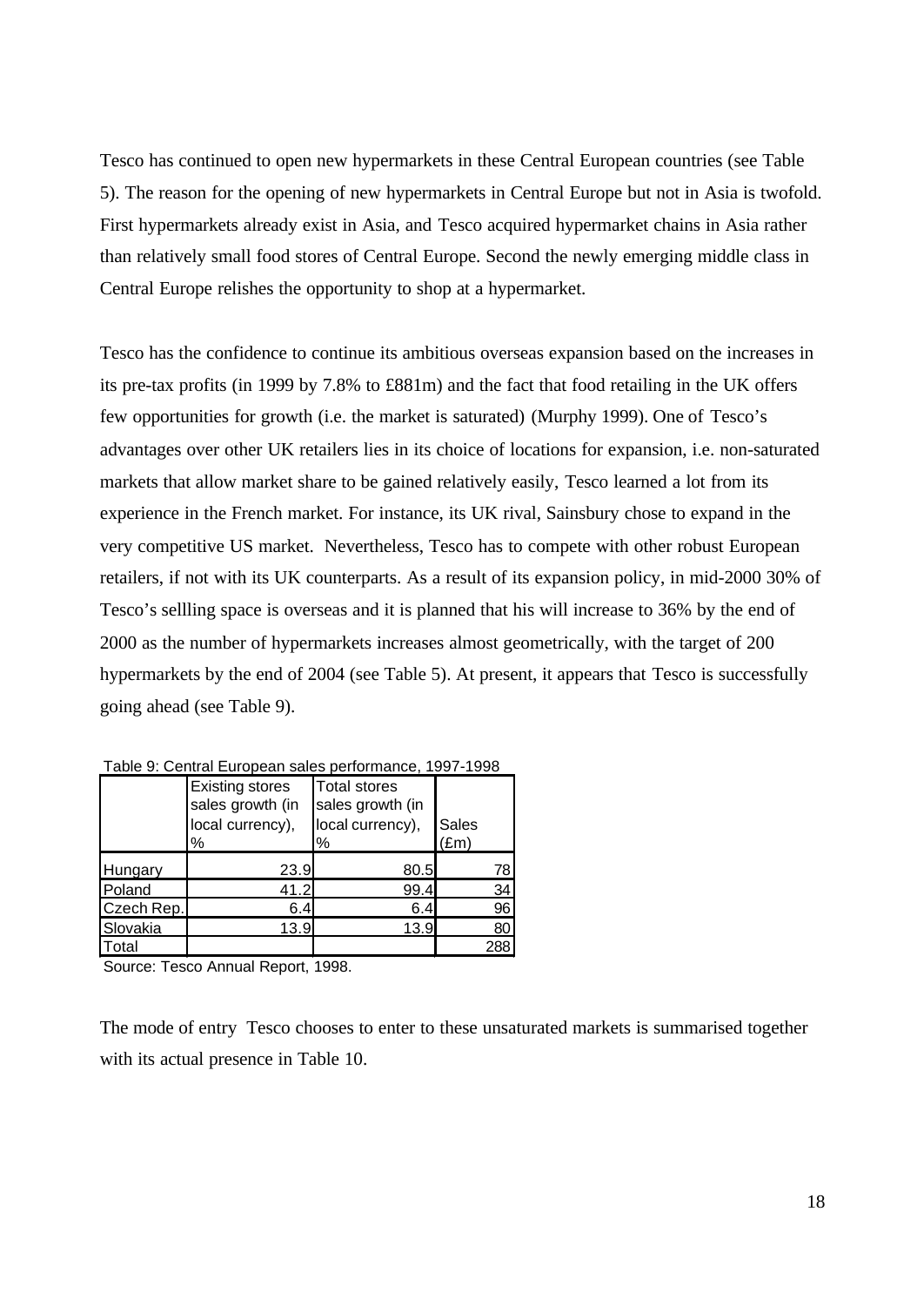Tesco has continued to open new hypermarkets in these Central European countries (see Table 5). The reason for the opening of new hypermarkets in Central Europe but not in Asia is twofold. First hypermarkets already exist in Asia, and Tesco acquired hypermarket chains in Asia rather than relatively small food stores of Central Europe. Second the newly emerging middle class in Central Europe relishes the opportunity to shop at a hypermarket.

Tesco has the confidence to continue its ambitious overseas expansion based on the increases in its pre-tax profits (in 1999 by 7.8% to £881m) and the fact that food retailing in the UK offers few opportunities for growth (i.e. the market is saturated) (Murphy 1999). One of Tesco's advantages over other UK retailers lies in its choice of locations for expansion, i.e. non-saturated markets that allow market share to be gained relatively easily, Tesco learned a lot from its experience in the French market. For instance, its UK rival, Sainsbury chose to expand in the very competitive US market. Nevertheless, Tesco has to compete with other robust European retailers, if not with its UK counterparts. As a result of its expansion policy, in mid-2000 30% of Tesco's sellling space is overseas and it is planned that his will increase to 36% by the end of 2000 as the number of hypermarkets increases almost geometrically, with the target of 200 hypermarkets by the end of 2004 (see Table 5). At present, it appears that Tesco is successfully going ahead (see Table 9).

Table 9: Central European sales performance, 1997-1998

| | Existing stores sales growth (in local currency), % | Total stores sales growth (in local currency), % | Sales (£m) |
|---|---|---|---|
| Hungary | 23.9 | 80.5 | 78 |
| Poland | 41.2 | 99.4 | 34 |
| Czech Rep. | 6.4 | 6.4 | 96 |
| Slovakia | 13.9 | 13.9 | 80 |
| Total | | | 288 |

Source: Tesco Annual Report, 1998.

The mode of entry Tesco chooses to enter to these unsaturated markets is summarised together with its actual presence in Table 10.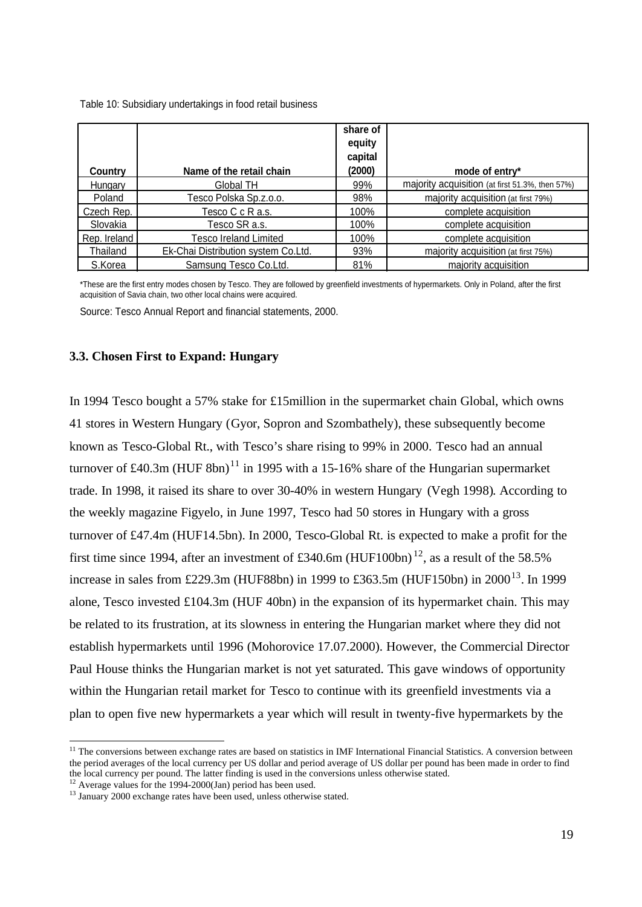Table 10: Subsidiary undertakings in food retail business

| Country | Name of the retail chain | share of equity capital (2000) | mode of entry* |
|---|---|---|---|
| Hungary | Global TH | 99% | majority acquisition (at first 51.3%, then 57%) |
| Poland | Tesco Polska Sp.z.o.o. | 98% | majority acquisition (at first 79%) |
| Czech Rep. | Tesco C c R a.s. | 100% | complete acquisition |
| Slovakia | Tesco SR a.s. | 100% | complete acquisition |
| Rep. Ireland | Tesco Ireland Limited | 100% | complete acquisition |
| Thailand | Ek-Chai Distribution system Co.Ltd. | 93% | majority acquisition (at first 75%) |
| S.Korea | Samsung Tesco Co.Ltd. | 81% | majority acquisition |

*These are the first entry modes chosen by Tesco. They are followed by greenfield investments of hypermarkets. Only in Poland, after the first acquisition of Savia chain, two other local chains were acquired.

Source: Tesco Annual Report and financial statements, 2000.

### 3.3. Chosen First to Expand: Hungary

In 1994 Tesco bought a 57% stake for £15million in the supermarket chain Global, which owns 41 stores in Western Hungary (Gyor, Sopron and Szombathely), these subsequently become known as Tesco-Global Rt., with Tesco's share rising to 99% in 2000. Tesco had an annual turnover of £40.3m (HUF 8bn)[11] in 1995 with a 15-16% share of the Hungarian supermarket trade. In 1998, it raised its share to over 30-40% in western Hungary (Vegh 1998). According to the weekly magazine Figyelo, in June 1997, Tesco had 50 stores in Hungary with a gross turnover of £47.4m (HUF14.5bn). In 2000, Tesco-Global Rt. is expected to make a profit for the first time since 1994, after an investment of £340.6m (HUF100bn)[12], as a result of the 58.5% increase in sales from £229.3m (HUF88bn) in 1999 to £363.5m (HUF150bn) in 2000[13]. In 1999 alone, Tesco invested £104.3m (HUF 40bn) in the expansion of its hypermarket chain. This may be related to its frustration, at its slowness in entering the Hungarian market where they did not establish hypermarkets until 1996 (Mohorovice 17.07.2000). However, the Commercial Director Paul House thinks the Hungarian market is not yet saturated. This gave windows of opportunity within the Hungarian retail market for Tesco to continue with its greenfield investments via a plan to open five new hypermarkets a year which will result in twenty-five hypermarkets by the

[11] The conversions between exchange rates are based on statistics in IMF International Financial Statistics. A conversion between the period averages of the local currency per US dollar and period average of US dollar per pound has been made in order to find the local currency per pound. The latter finding is used in the conversions unless otherwise stated.
[12] Average values for the 1994-2000(Jan) period has been used.
[13] January 2000 exchange rates have been used, unless otherwise stated.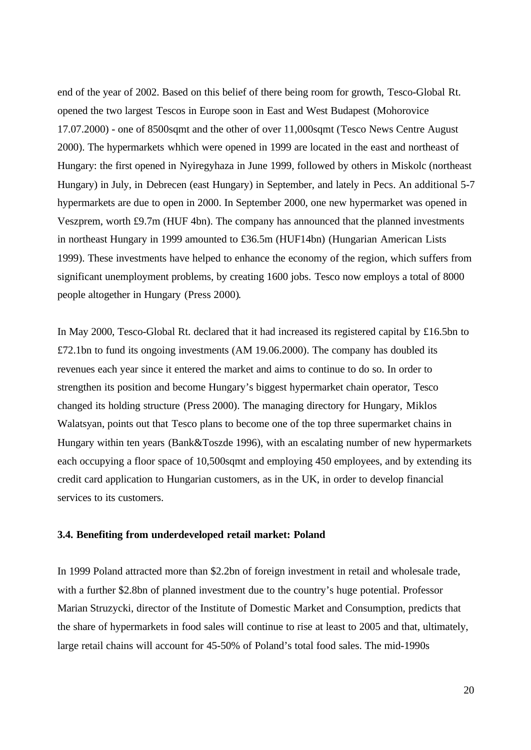end of the year of 2002. Based on this belief of there being room for growth, Tesco-Global Rt. opened the two largest Tescos in Europe soon in East and West Budapest (Mohorovice 17.07.2000) - one of 8500sqmt and the other of over 11,000sqmt (Tesco News Centre August 2000). The hypermarkets whhich were opened in 1999 are located in the east and northeast of Hungary: the first opened in Nyiregyhaza in June 1999, followed by others in Miskolc (northeast Hungary) in July, in Debrecen (east Hungary) in September, and lately in Pecs. An additional 5-7 hypermarkets are due to open in 2000. In September 2000, one new hypermarket was opened in Veszprem, worth £9.7m (HUF 4bn). The company has announced that the planned investments in northeast Hungary in 1999 amounted to £36.5m (HUF14bn) (Hungarian American Lists 1999). These investments have helped to enhance the economy of the region, which suffers from significant unemployment problems, by creating 1600 jobs. Tesco now employs a total of 8000 people altogether in Hungary (Press 2000).

In May 2000, Tesco-Global Rt. declared that it had increased its registered capital by £16.5bn to £72.1bn to fund its ongoing investments (AM 19.06.2000). The company has doubled its revenues each year since it entered the market and aims to continue to do so. In order to strengthen its position and become Hungary's biggest hypermarket chain operator, Tesco changed its holding structure (Press 2000). The managing directory for Hungary, Miklos Walatsyan, points out that Tesco plans to become one of the top three supermarket chains in Hungary within ten years (Bank&Toszde 1996), with an escalating number of new hypermarkets each occupying a floor space of 10,500sqmt and employing 450 employees, and by extending its credit card application to Hungarian customers, as in the UK, in order to develop financial services to its customers.

**3.4. Benefiting from underdeveloped retail market: Poland**

In 1999 Poland attracted more than $2.2bn of foreign investment in retail and wholesale trade, with a further $2.8bn of planned investment due to the country's huge potential. Professor Marian Struzycki, director of the Institute of Domestic Market and Consumption, predicts that the share of hypermarkets in food sales will continue to rise at least to 2005 and that, ultimately, large retail chains will account for 45-50% of Poland's total food sales. The mid-1990s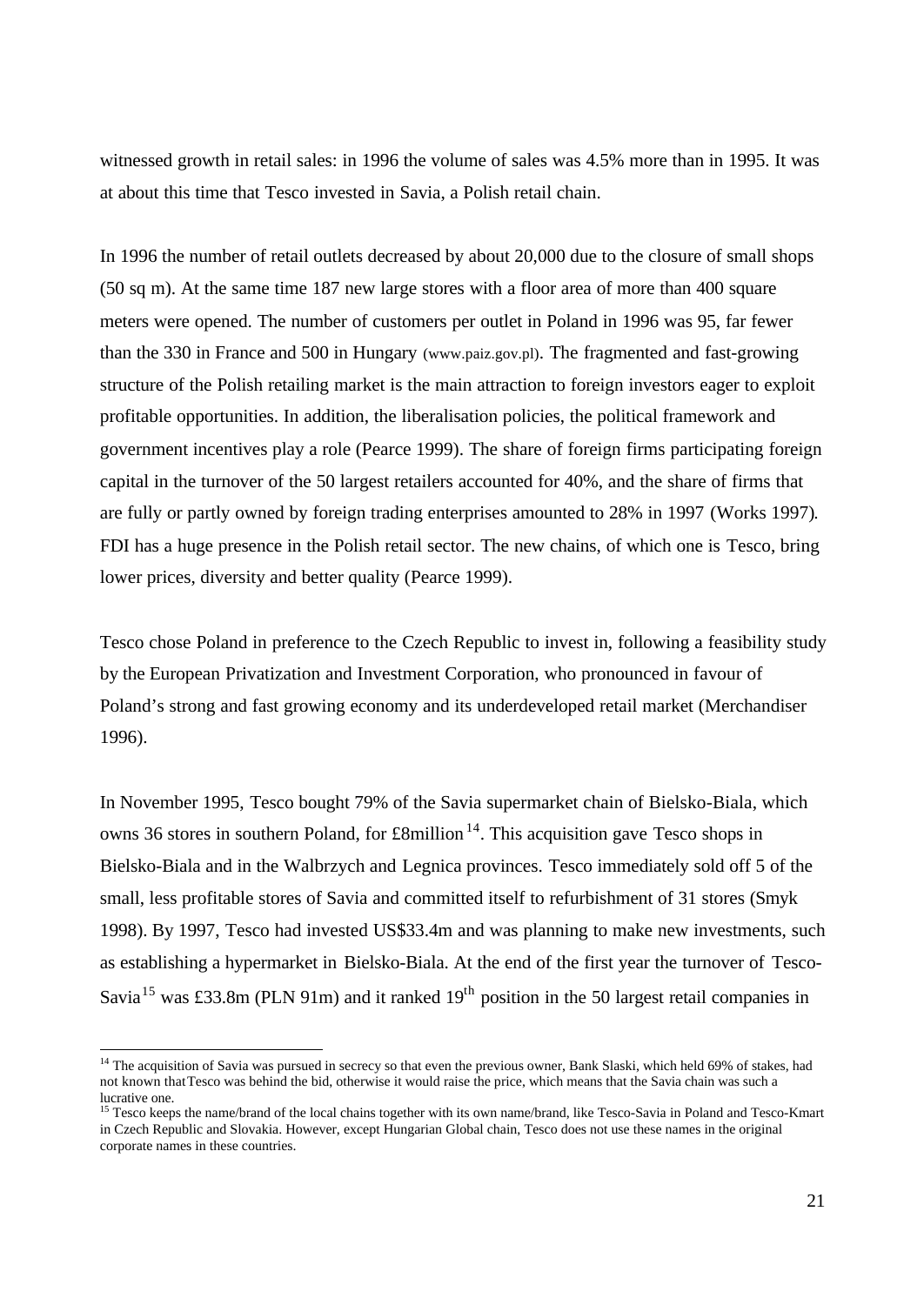witnessed growth in retail sales: in 1996 the volume of sales was 4.5% more than in 1995. It was at about this time that Tesco invested in Savia, a Polish retail chain.

In 1996 the number of retail outlets decreased by about 20,000 due to the closure of small shops (50 sq m). At the same time 187 new large stores with a floor area of more than 400 square meters were opened. The number of customers per outlet in Poland in 1996 was 95, far fewer than the 330 in France and 500 in Hungary (www.paiz.gov.pl). The fragmented and fast-growing structure of the Polish retailing market is the main attraction to foreign investors eager to exploit profitable opportunities. In addition, the liberalisation policies, the political framework and government incentives play a role (Pearce 1999). The share of foreign firms participating foreign capital in the turnover of the 50 largest retailers accounted for 40%, and the share of firms that are fully or partly owned by foreign trading enterprises amounted to 28% in 1997 (Works 1997). FDI has a huge presence in the Polish retail sector. The new chains, of which one is Tesco, bring lower prices, diversity and better quality (Pearce 1999).

Tesco chose Poland in preference to the Czech Republic to invest in, following a feasibility study by the European Privatization and Investment Corporation, who pronounced in favour of Poland's strong and fast growing economy and its underdeveloped retail market (Merchandiser 1996).

In November 1995, Tesco bought 79% of the Savia supermarket chain of Bielsko-Biala, which owns 36 stores in southern Poland, for £8million [14]. This acquisition gave Tesco shops in Bielsko-Biala and in the Walbrzych and Legnica provinces. Tesco immediately sold off 5 of the small, less profitable stores of Savia and committed itself to refurbishment of 31 stores (Smyk 1998). By 1997, Tesco had invested US$33.4m and was planning to make new investments, such as establishing a hypermarket in Bielsko-Biala. At the end of the first year the turnover of Tesco-Savia [15] was £33.8m (PLN 91m) and it ranked 19th position in the 50 largest retail companies in

---

[14] The acquisition of Savia was pursued in secrecy so that even the previous owner, Bank Slaski, which held 69% of stakes, had not known that Tesco was behind the bid, otherwise it would raise the price, which means that the Savia chain was such a lucrative one.

[15] Tesco keeps the name/brand of the local chains together with its own name/brand, like Tesco-Savia in Poland and Tesco-Kmart in Czech Republic and Slovakia. However, except Hungarian Global chain, Tesco does not use these names in the original corporate names in these countries.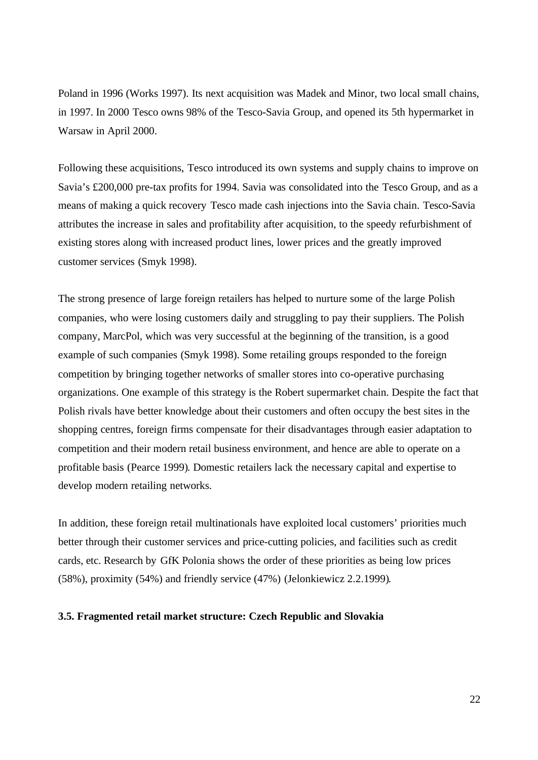Poland in 1996 (Works 1997). Its next acquisition was Madek and Minor, two local small chains, in 1997. In 2000 Tesco owns 98% of the Tesco-Savia Group, and opened its 5th hypermarket in Warsaw in April 2000.

Following these acquisitions, Tesco introduced its own systems and supply chains to improve on Savia's £200,000 pre-tax profits for 1994. Savia was consolidated into the Tesco Group, and as a means of making a quick recovery Tesco made cash injections into the Savia chain. Tesco-Savia attributes the increase in sales and profitability after acquisition, to the speedy refurbishment of existing stores along with increased product lines, lower prices and the greatly improved customer services (Smyk 1998).

The strong presence of large foreign retailers has helped to nurture some of the large Polish companies, who were losing customers daily and struggling to pay their suppliers. The Polish company, MarcPol, which was very successful at the beginning of the transition, is a good example of such companies (Smyk 1998). Some retailing groups responded to the foreign competition by bringing together networks of smaller stores into co-operative purchasing organizations. One example of this strategy is the Robert supermarket chain. Despite the fact that Polish rivals have better knowledge about their customers and often occupy the best sites in the shopping centres, foreign firms compensate for their disadvantages through easier adaptation to competition and their modern retail business environment, and hence are able to operate on a profitable basis (Pearce 1999). Domestic retailers lack the necessary capital and expertise to develop modern retailing networks.

In addition, these foreign retail multinationals have exploited local customers' priorities much better through their customer services and price-cutting policies, and facilities such as credit cards, etc. Research by GfK Polonia shows the order of these priorities as being low prices (58%), proximity (54%) and friendly service (47%) (Jelonkiewicz 2.2.1999).

### 3.5. Fragmented retail market structure: Czech Republic and Slovakia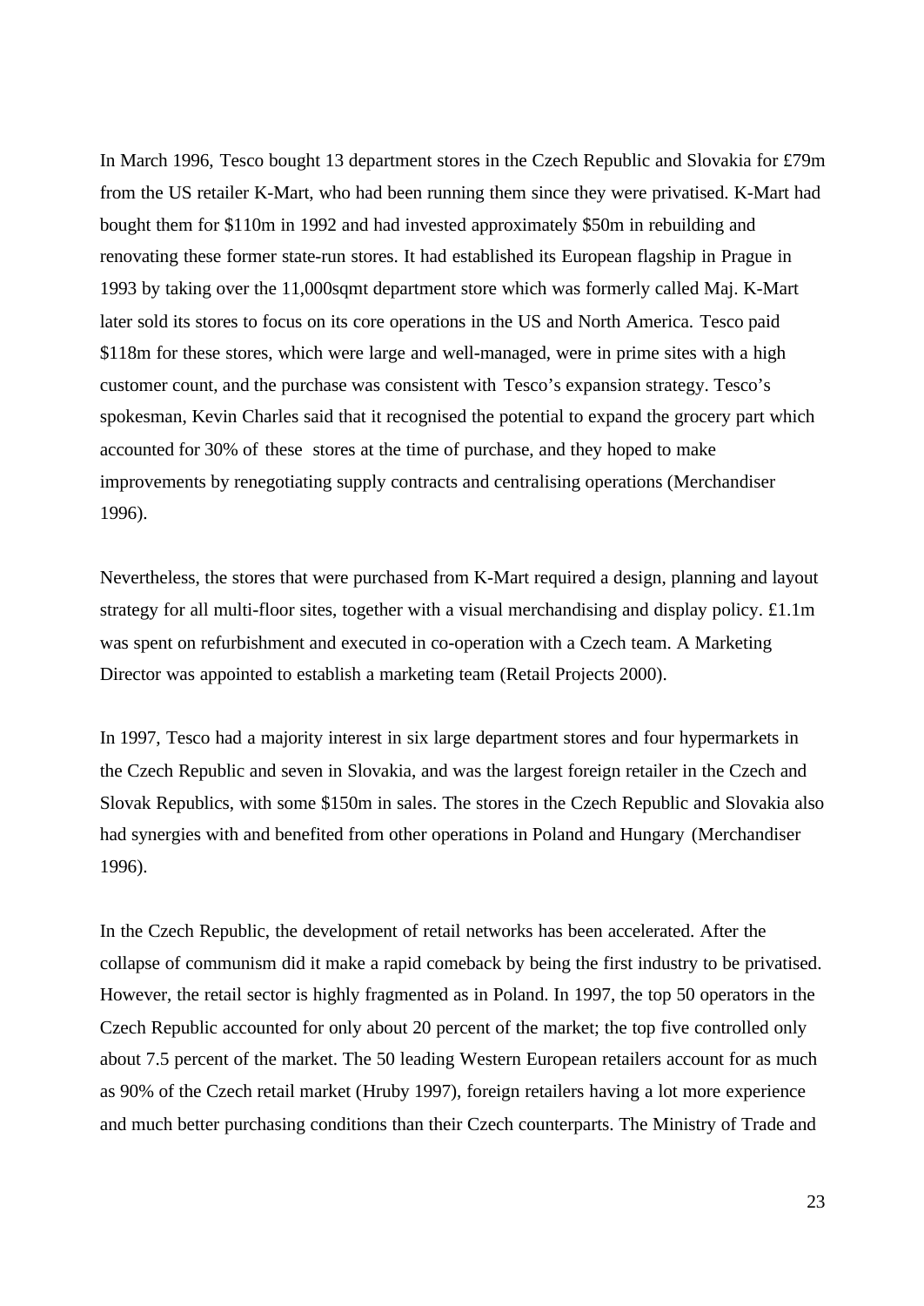In March 1996, Tesco bought 13 department stores in the Czech Republic and Slovakia for £79m from the US retailer K-Mart, who had been running them since they were privatised. K-Mart had bought them for $110m in 1992 and had invested approximately $50m in rebuilding and renovating these former state-run stores. It had established its European flagship in Prague in 1993 by taking over the 11,000sqmt department store which was formerly called Maj. K-Mart later sold its stores to focus on its core operations in the US and North America. Tesco paid $118m for these stores, which were large and well-managed, were in prime sites with a high customer count, and the purchase was consistent with Tesco's expansion strategy. Tesco's spokesman, Kevin Charles said that it recognised the potential to expand the grocery part which accounted for 30% of these stores at the time of purchase, and they hoped to make improvements by renegotiating supply contracts and centralising operations (Merchandiser 1996).

Nevertheless, the stores that were purchased from K-Mart required a design, planning and layout strategy for all multi-floor sites, together with a visual merchandising and display policy. £1.1m was spent on refurbishment and executed in co-operation with a Czech team. A Marketing Director was appointed to establish a marketing team (Retail Projects 2000).

In 1997, Tesco had a majority interest in six large department stores and four hypermarkets in the Czech Republic and seven in Slovakia, and was the largest foreign retailer in the Czech and Slovak Republics, with some $150m in sales. The stores in the Czech Republic and Slovakia also had synergies with and benefited from other operations in Poland and Hungary (Merchandiser 1996).

In the Czech Republic, the development of retail networks has been accelerated. After the collapse of communism did it make a rapid comeback by being the first industry to be privatised. However, the retail sector is highly fragmented as in Poland. In 1997, the top 50 operators in the Czech Republic accounted for only about 20 percent of the market; the top five controlled only about 7.5 percent of the market. The 50 leading Western European retailers account for as much as 90% of the Czech retail market (Hruby 1997), foreign retailers having a lot more experience and much better purchasing conditions than their Czech counterparts. The Ministry of Trade and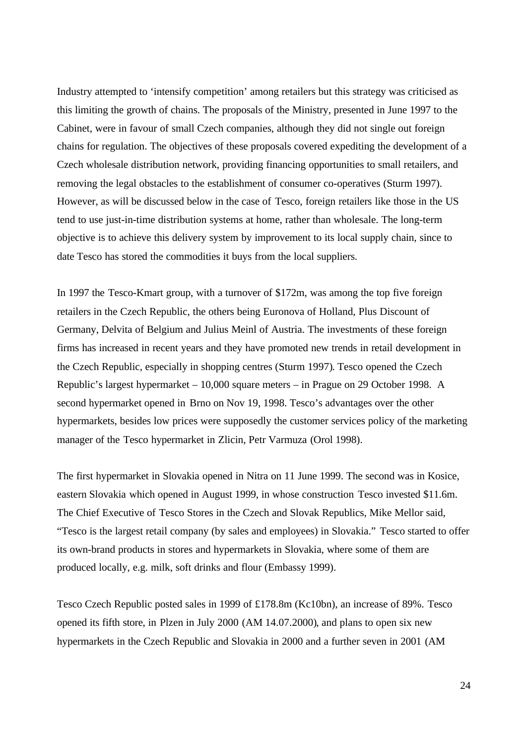Industry attempted to 'intensify competition' among retailers but this strategy was criticised as this limiting the growth of chains. The proposals of the Ministry, presented in June 1997 to the Cabinet, were in favour of small Czech companies, although they did not single out foreign chains for regulation. The objectives of these proposals covered expediting the development of a Czech wholesale distribution network, providing financing opportunities to small retailers, and removing the legal obstacles to the establishment of consumer co-operatives (Sturm 1997). However, as will be discussed below in the case of Tesco, foreign retailers like those in the US tend to use just-in-time distribution systems at home, rather than wholesale. The long-term objective is to achieve this delivery system by improvement to its local supply chain, since to date Tesco has stored the commodities it buys from the local suppliers.

In 1997 the Tesco-Kmart group, with a turnover of $172m, was among the top five foreign retailers in the Czech Republic, the others being Euronova of Holland, Plus Discount of Germany, Delvita of Belgium and Julius Meinl of Austria. The investments of these foreign firms has increased in recent years and they have promoted new trends in retail development in the Czech Republic, especially in shopping centres (Sturm 1997). Tesco opened the Czech Republic's largest hypermarket – 10,000 square meters – in Prague on 29 October 1998. A second hypermarket opened in Brno on Nov 19, 1998. Tesco's advantages over the other hypermarkets, besides low prices were supposedly the customer services policy of the marketing manager of the Tesco hypermarket in Zlicin, Petr Varmuza (Orol 1998).

The first hypermarket in Slovakia opened in Nitra on 11 June 1999. The second was in Kosice, eastern Slovakia which opened in August 1999, in whose construction Tesco invested $11.6m. The Chief Executive of Tesco Stores in the Czech and Slovak Republics, Mike Mellor said, "Tesco is the largest retail company (by sales and employees) in Slovakia." Tesco started to offer its own-brand products in stores and hypermarkets in Slovakia, where some of them are produced locally, e.g. milk, soft drinks and flour (Embassy 1999).

Tesco Czech Republic posted sales in 1999 of £178.8m (Kc10bn), an increase of 89%. Tesco opened its fifth store, in Plzen in July 2000 (AM 14.07.2000), and plans to open six new hypermarkets in the Czech Republic and Slovakia in 2000 and a further seven in 2001 (AM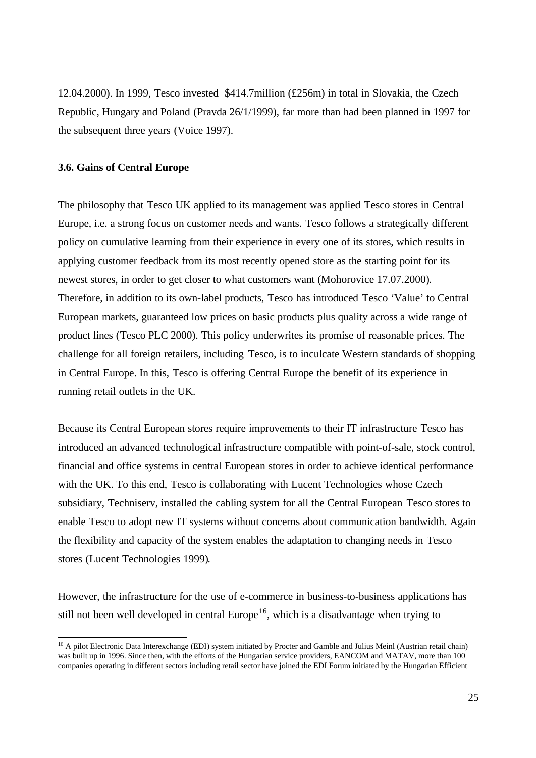12.04.2000). In 1999, Tesco invested $414.7million (£256m) in total in Slovakia, the Czech Republic, Hungary and Poland (Pravda 26/1/1999), far more than had been planned in 1997 for the subsequent three years (Voice 1997).

**3.6. Gains of Central Europe**

The philosophy that Tesco UK applied to its management was applied Tesco stores in Central Europe, i.e. a strong focus on customer needs and wants. Tesco follows a strategically different policy on cumulative learning from their experience in every one of its stores, which results in applying customer feedback from its most recently opened store as the starting point for its newest stores, in order to get closer to what customers want (Mohorovice 17.07.2000). Therefore, in addition to its own-label products, Tesco has introduced Tesco 'Value' to Central European markets, guaranteed low prices on basic products plus quality across a wide range of product lines (Tesco PLC 2000). This policy underwrites its promise of reasonable prices. The challenge for all foreign retailers, including Tesco, is to inculcate Western standards of shopping in Central Europe. In this, Tesco is offering Central Europe the benefit of its experience in running retail outlets in the UK.

Because its Central European stores require improvements to their IT infrastructure Tesco has introduced an advanced technological infrastructure compatible with point-of-sale, stock control, financial and office systems in central European stores in order to achieve identical performance with the UK. To this end, Tesco is collaborating with Lucent Technologies whose Czech subsidiary, Techniserv, installed the cabling system for all the Central European Tesco stores to enable Tesco to adopt new IT systems without concerns about communication bandwidth. Again the flexibility and capacity of the system enables the adaptation to changing needs in Tesco stores (Lucent Technologies 1999).

However, the infrastructure for the use of e-commerce in business-to-business applications has still not been well developed in central Europe[16], which is a disadvantage when trying to

[16] A pilot Electronic Data Interexchange (EDI) system initiated by Procter and Gamble and Julius Meinl (Austrian retail chain) was built up in 1996. Since then, with the efforts of the Hungarian service providers, EANCOM and MATAV, more than 100 companies operating in different sectors including retail sector have joined the EDI Forum initiated by the Hungarian Efficient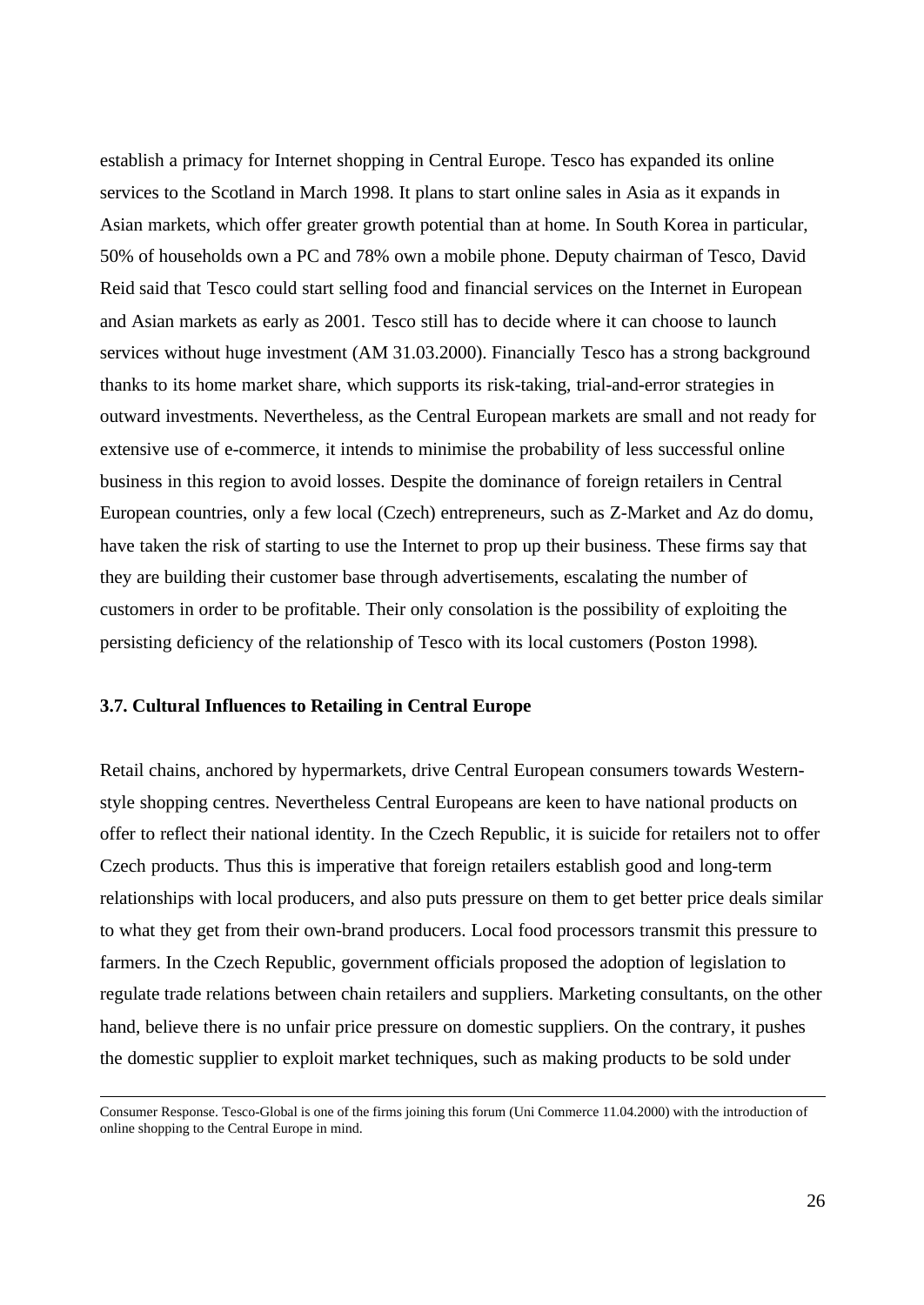establish a primacy for Internet shopping in Central Europe. Tesco has expanded its online services to the Scotland in March 1998. It plans to start online sales in Asia as it expands in Asian markets, which offer greater growth potential than at home. In South Korea in particular, 50% of households own a PC and 78% own a mobile phone. Deputy chairman of Tesco, David Reid said that Tesco could start selling food and financial services on the Internet in European and Asian markets as early as 2001. Tesco still has to decide where it can choose to launch services without huge investment (AM 31.03.2000). Financially Tesco has a strong background thanks to its home market share, which supports its risk-taking, trial-and-error strategies in outward investments. Nevertheless, as the Central European markets are small and not ready for extensive use of e-commerce, it intends to minimise the probability of less successful online business in this region to avoid losses. Despite the dominance of foreign retailers in Central European countries, only a few local (Czech) entrepreneurs, such as Z-Market and Az do domu, have taken the risk of starting to use the Internet to prop up their business. These firms say that they are building their customer base through advertisements, escalating the number of customers in order to be profitable. Their only consolation is the possibility of exploiting the persisting deficiency of the relationship of Tesco with its local customers (Poston 1998).

### 3.7. Cultural Influences to Retailing in Central Europe

Retail chains, anchored by hypermarkets, drive Central European consumers towards Western-style shopping centres. Nevertheless Central Europeans are keen to have national products on offer to reflect their national identity. In the Czech Republic, it is suicide for retailers not to offer Czech products. Thus this is imperative that foreign retailers establish good and long-term relationships with local producers, and also puts pressure on them to get better price deals similar to what they get from their own-brand producers. Local food processors transmit this pressure to farmers. In the Czech Republic, government officials proposed the adoption of legislation to regulate trade relations between chain retailers and suppliers. Marketing consultants, on the other hand, believe there is no unfair price pressure on domestic suppliers. On the contrary, it pushes the domestic supplier to exploit market techniques, such as making products to be sold under

---

Consumer Response. Tesco-Global is one of the firms joining this forum (Uni Commerce 11.04.2000) with the introduction of online shopping to the Central Europe in mind.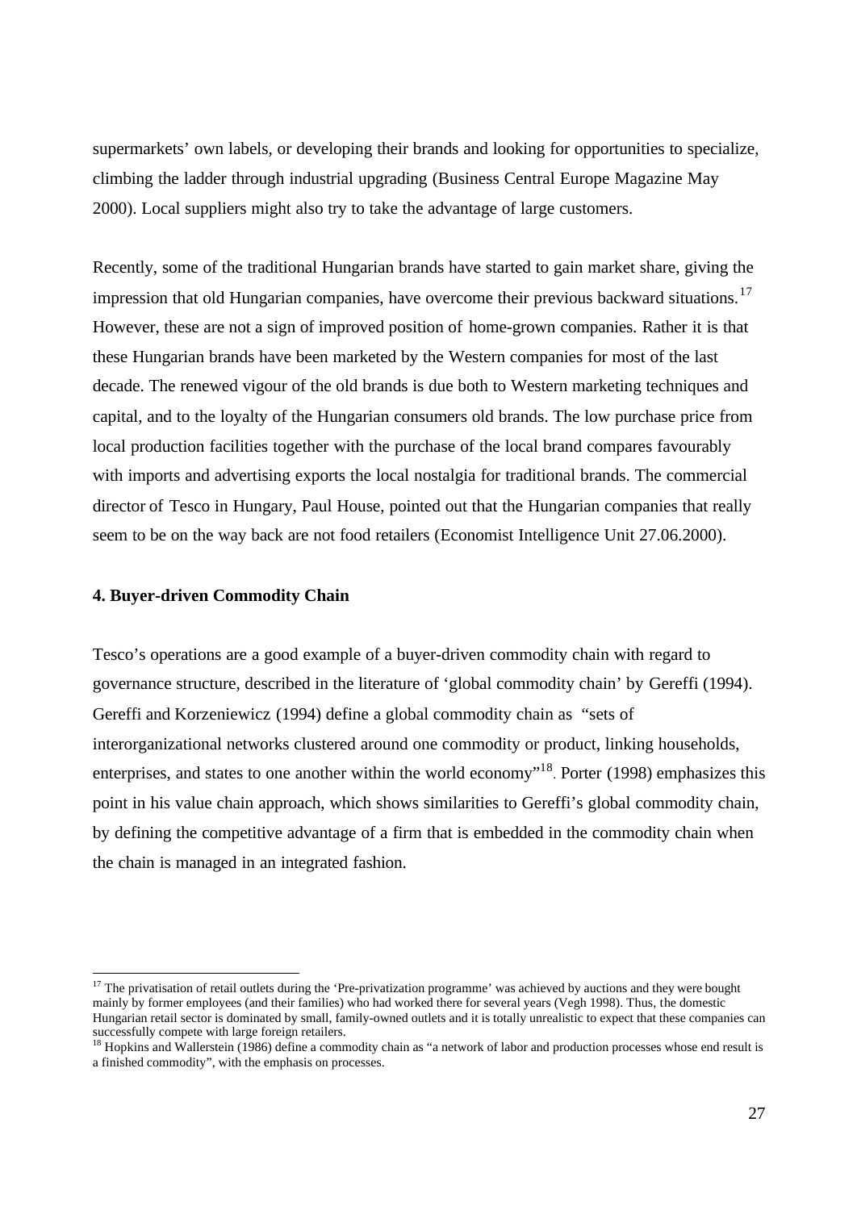supermarkets' own labels, or developing their brands and looking for opportunities to specialize, climbing the ladder through industrial upgrading (Business Central Europe Magazine May 2000). Local suppliers might also try to take the advantage of large customers.

Recently, some of the traditional Hungarian brands have started to gain market share, giving the impression that old Hungarian companies, have overcome their previous backward situations.[17] However, these are not a sign of improved position of home-grown companies. Rather it is that these Hungarian brands have been marketed by the Western companies for most of the last decade. The renewed vigour of the old brands is due both to Western marketing techniques and capital, and to the loyalty of the Hungarian consumers old brands. The low purchase price from local production facilities together with the purchase of the local brand compares favourably with imports and advertising exports the local nostalgia for traditional brands. The commercial director of Tesco in Hungary, Paul House, pointed out that the Hungarian companies that really seem to be on the way back are not food retailers (Economist Intelligence Unit 27.06.2000).

**4. Buyer-driven Commodity Chain**

Tesco's operations are a good example of a buyer-driven commodity chain with regard to governance structure, described in the literature of 'global commodity chain' by Gereffi (1994). Gereffi and Korzeniewicz (1994) define a global commodity chain as "sets of interorganizational networks clustered around one commodity or product, linking households, enterprises, and states to one another within the world economy"[18]. Porter (1998) emphasizes this point in his value chain approach, which shows similarities to Gereffi's global commodity chain, by defining the competitive advantage of a firm that is embedded in the commodity chain when the chain is managed in an integrated fashion.

---

[17] The privatisation of retail outlets during the 'Pre-privatization programme' was achieved by auctions and they were bought mainly by former employees (and their families) who had worked there for several years (Vegh 1998). Thus, the domestic Hungarian retail sector is dominated by small, family-owned outlets and it is totally unrealistic to expect that these companies can successfully compete with large foreign retailers.

[18] Hopkins and Wallerstein (1986) define a commodity chain as "a network of labor and production processes whose end result is a finished commodity", with the emphasis on processes.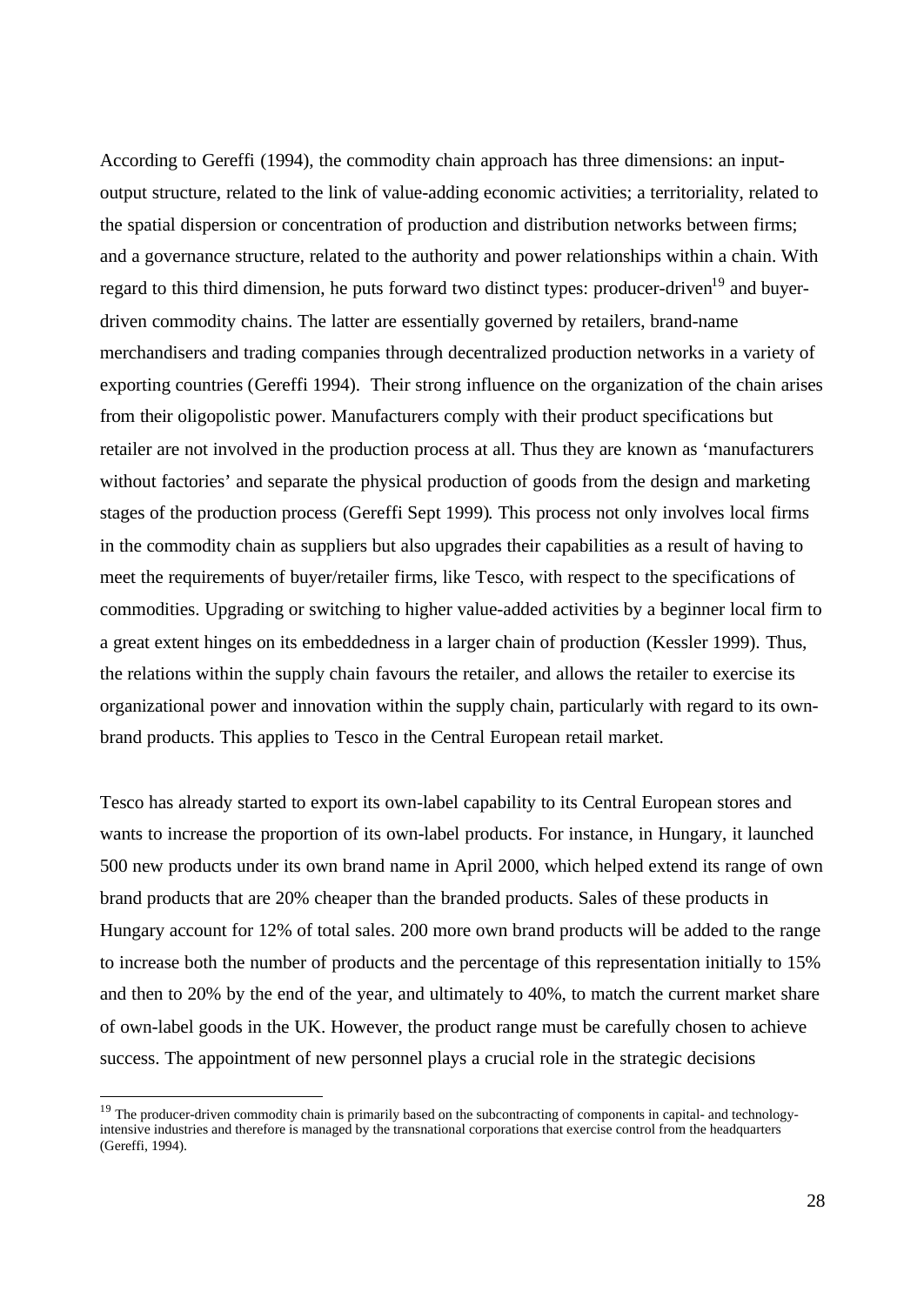According to Gereffi (1994), the commodity chain approach has three dimensions: an input-output structure, related to the link of value-adding economic activities; a territoriality, related to the spatial dispersion or concentration of production and distribution networks between firms; and a governance structure, related to the authority and power relationships within a chain. With regard to this third dimension, he puts forward two distinct types: producer-driven[19] and buyer-driven commodity chains. The latter are essentially governed by retailers, brand-name merchandisers and trading companies through decentralized production networks in a variety of exporting countries (Gereffi 1994). Their strong influence on the organization of the chain arises from their oligopolistic power. Manufacturers comply with their product specifications but retailer are not involved in the production process at all. Thus they are known as 'manufacturers without factories' and separate the physical production of goods from the design and marketing stages of the production process (Gereffi Sept 1999). This process not only involves local firms in the commodity chain as suppliers but also upgrades their capabilities as a result of having to meet the requirements of buyer/retailer firms, like Tesco, with respect to the specifications of commodities. Upgrading or switching to higher value-added activities by a beginner local firm to a great extent hinges on its embeddedness in a larger chain of production (Kessler 1999). Thus, the relations within the supply chain favours the retailer, and allows the retailer to exercise its organizational power and innovation within the supply chain, particularly with regard to its own-brand products. This applies to Tesco in the Central European retail market.

Tesco has already started to export its own-label capability to its Central European stores and wants to increase the proportion of its own-label products. For instance, in Hungary, it launched 500 new products under its own brand name in April 2000, which helped extend its range of own brand products that are 20% cheaper than the branded products. Sales of these products in Hungary account for 12% of total sales. 200 more own brand products will be added to the range to increase both the number of products and the percentage of this representation initially to 15% and then to 20% by the end of the year, and ultimately to 40%, to match the current market share of own-label goods in the UK. However, the product range must be carefully chosen to achieve success. The appointment of new personnel plays a crucial role in the strategic decisions

---

[19] The producer-driven commodity chain is primarily based on the subcontracting of components in capital- and technology-intensive industries and therefore is managed by the transnational corporations that exercise control from the headquarters (Gereffi, 1994).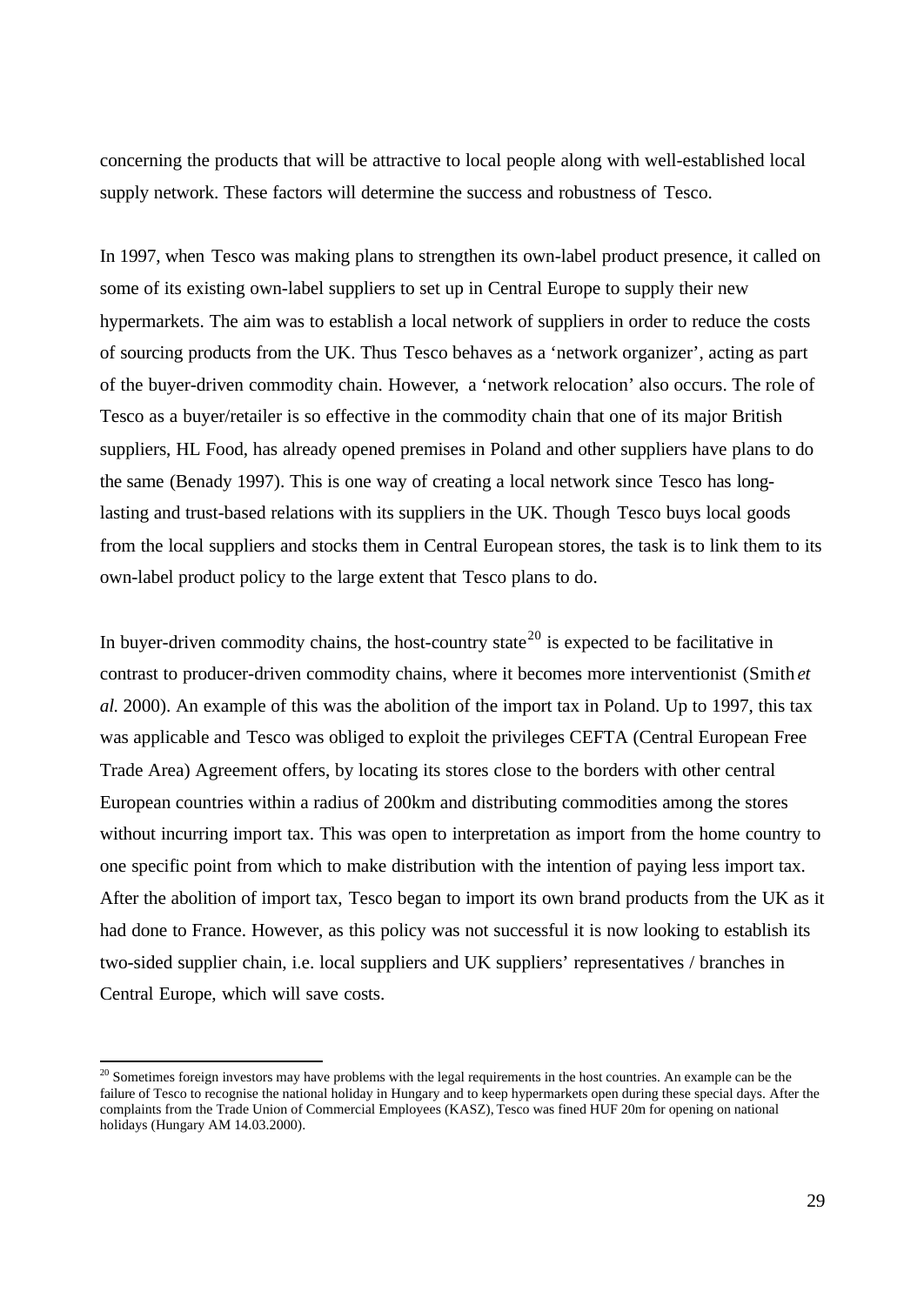concerning the products that will be attractive to local people along with well-established local supply network. These factors will determine the success and robustness of Tesco.

In 1997, when Tesco was making plans to strengthen its own-label product presence, it called on some of its existing own-label suppliers to set up in Central Europe to supply their new hypermarkets. The aim was to establish a local network of suppliers in order to reduce the costs of sourcing products from the UK. Thus Tesco behaves as a 'network organizer', acting as part of the buyer-driven commodity chain. However, a 'network relocation' also occurs. The role of Tesco as a buyer/retailer is so effective in the commodity chain that one of its major British suppliers, HL Food, has already opened premises in Poland and other suppliers have plans to do the same (Benady 1997). This is one way of creating a local network since Tesco has long-lasting and trust-based relations with its suppliers in the UK. Though Tesco buys local goods from the local suppliers and stocks them in Central European stores, the task is to link them to its own-label product policy to the large extent that Tesco plans to do.

In buyer-driven commodity chains, the host-country state[20] is expected to be facilitative in contrast to producer-driven commodity chains, where it becomes more interventionist (Smith *et al.* 2000). An example of this was the abolition of the import tax in Poland. Up to 1997, this tax was applicable and Tesco was obliged to exploit the privileges CEFTA (Central European Free Trade Area) Agreement offers, by locating its stores close to the borders with other central European countries within a radius of 200km and distributing commodities among the stores without incurring import tax. This was open to interpretation as import from the home country to one specific point from which to make distribution with the intention of paying less import tax. After the abolition of import tax, Tesco began to import its own brand products from the UK as it had done to France. However, as this policy was not successful it is now looking to establish its two-sided supplier chain, i.e. local suppliers and UK suppliers' representatives / branches in Central Europe, which will save costs.

[20] Sometimes foreign investors may have problems with the legal requirements in the host countries. An example can be the failure of Tesco to recognise the national holiday in Hungary and to keep hypermarkets open during these special days. After the complaints from the Trade Union of Commercial Employees (KASZ), Tesco was fined HUF 20m for opening on national holidays (Hungary AM 14.03.2000).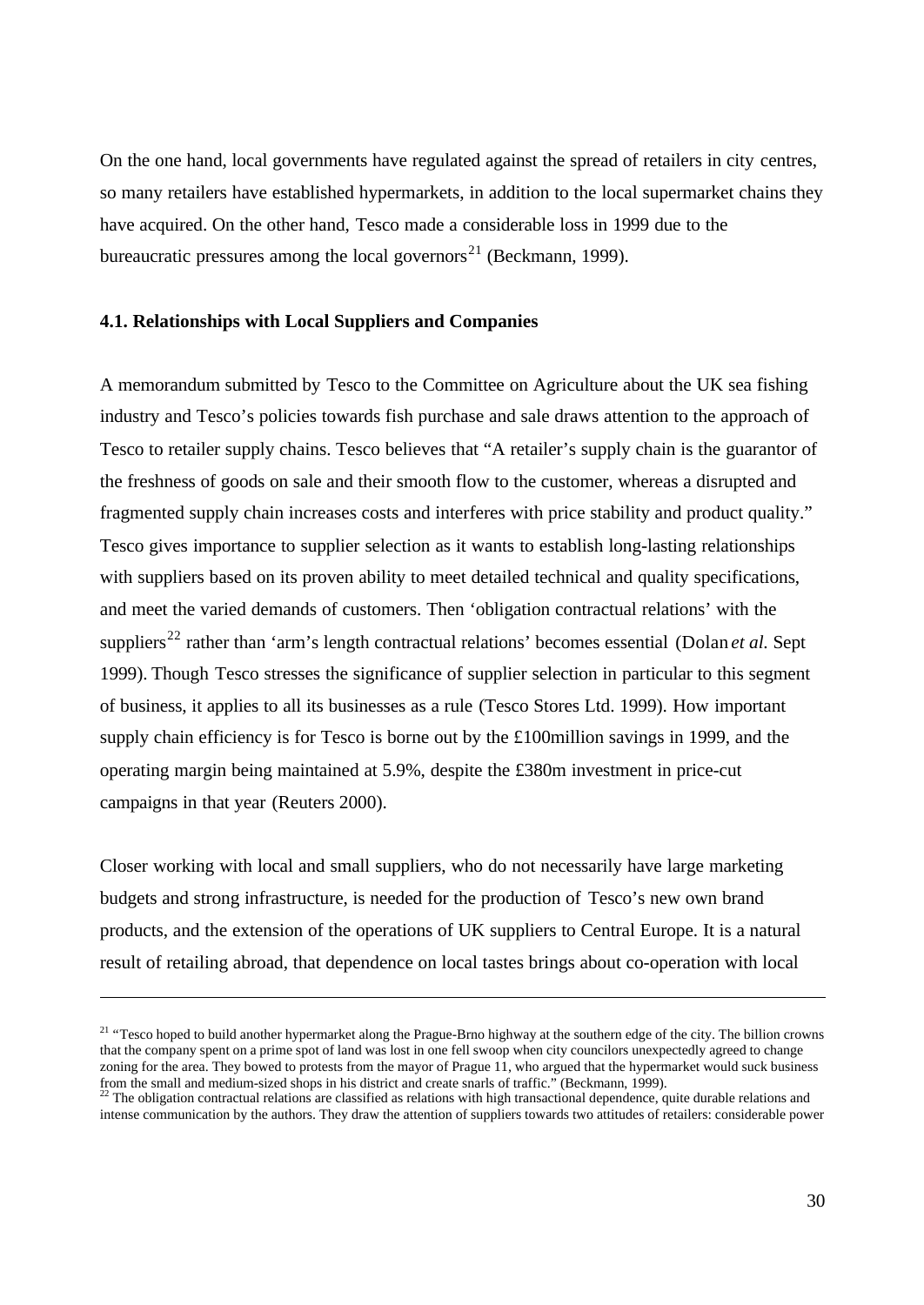On the one hand, local governments have regulated against the spread of retailers in city centres, so many retailers have established hypermarkets, in addition to the local supermarket chains they have acquired. On the other hand, Tesco made a considerable loss in 1999 due to the bureaucratic pressures among the local governors[21] (Beckmann, 1999).

### 4.1. Relationships with Local Suppliers and Companies

A memorandum submitted by Tesco to the Committee on Agriculture about the UK sea fishing industry and Tesco's policies towards fish purchase and sale draws attention to the approach of Tesco to retailer supply chains. Tesco believes that "A retailer's supply chain is the guarantor of the freshness of goods on sale and their smooth flow to the customer, whereas a disrupted and fragmented supply chain increases costs and interferes with price stability and product quality." Tesco gives importance to supplier selection as it wants to establish long-lasting relationships with suppliers based on its proven ability to meet detailed technical and quality specifications, and meet the varied demands of customers. Then 'obligation contractual relations' with the suppliers[22] rather than 'arm's length contractual relations' becomes essential (Dolan *et al.* Sept 1999). Though Tesco stresses the significance of supplier selection in particular to this segment of business, it applies to all its businesses as a rule (Tesco Stores Ltd. 1999). How important supply chain efficiency is for Tesco is borne out by the £100million savings in 1999, and the operating margin being maintained at 5.9%, despite the £380m investment in price-cut campaigns in that year (Reuters 2000).

Closer working with local and small suppliers, who do not necessarily have large marketing budgets and strong infrastructure, is needed for the production of Tesco's new own brand products, and the extension of the operations of UK suppliers to Central Europe. It is a natural result of retailing abroad, that dependence on local tastes brings about co-operation with local

---

[21] "Tesco hoped to build another hypermarket along the Prague-Brno highway at the southern edge of the city. The billion crowns that the company spent on a prime spot of land was lost in one fell swoop when city councilors unexpectedly agreed to change zoning for the area. They bowed to protests from the mayor of Prague 11, who argued that the hypermarket would suck business from the small and medium-sized shops in his district and create snarls of traffic." (Beckmann, 1999).

[22] The obligation contractual relations are classified as relations with high transactional dependence, quite durable relations and intense communication by the authors. They draw the attention of suppliers towards two attitudes of retailers: considerable power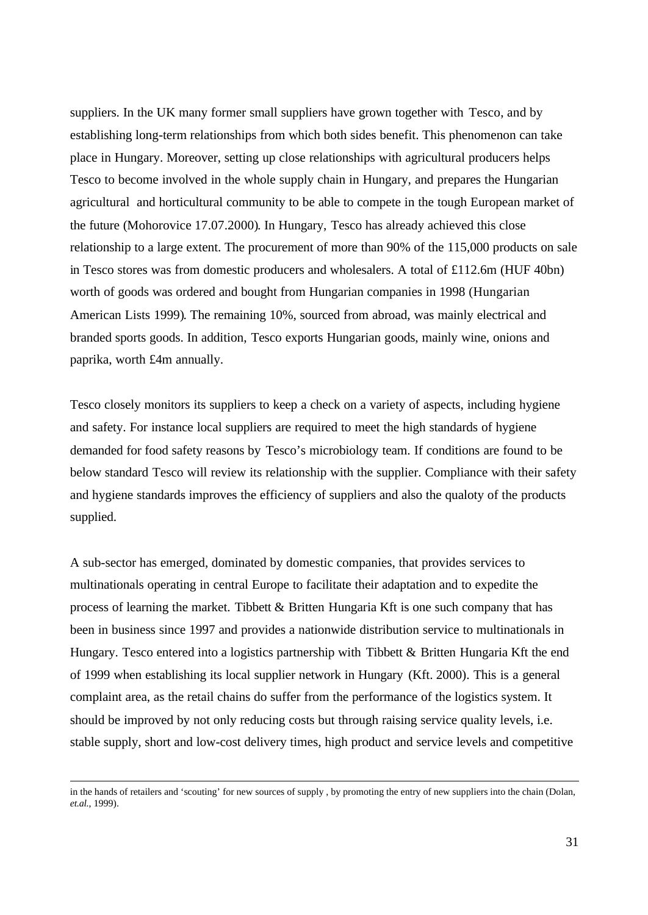suppliers. In the UK many former small suppliers have grown together with Tesco, and by establishing long-term relationships from which both sides benefit. This phenomenon can take place in Hungary. Moreover, setting up close relationships with agricultural producers helps Tesco to become involved in the whole supply chain in Hungary, and prepares the Hungarian agricultural and horticultural community to be able to compete in the tough European market of the future (Mohorovice 17.07.2000). In Hungary, Tesco has already achieved this close relationship to a large extent. The procurement of more than 90% of the 115,000 products on sale in Tesco stores was from domestic producers and wholesalers. A total of £112.6m (HUF 40bn) worth of goods was ordered and bought from Hungarian companies in 1998 (Hungarian American Lists 1999). The remaining 10%, sourced from abroad, was mainly electrical and branded sports goods. In addition, Tesco exports Hungarian goods, mainly wine, onions and paprika, worth £4m annually.

Tesco closely monitors its suppliers to keep a check on a variety of aspects, including hygiene and safety. For instance local suppliers are required to meet the high standards of hygiene demanded for food safety reasons by Tesco's microbiology team. If conditions are found to be below standard Tesco will review its relationship with the supplier. Compliance with their safety and hygiene standards improves the efficiency of suppliers and also the qualoty of the products supplied.

A sub-sector has emerged, dominated by domestic companies, that provides services to multinationals operating in central Europe to facilitate their adaptation and to expedite the process of learning the market. Tibbett & Britten Hungaria Kft is one such company that has been in business since 1997 and provides a nationwide distribution service to multinationals in Hungary. Tesco entered into a logistics partnership with Tibbett & Britten Hungaria Kft the end of 1999 when establishing its local supplier network in Hungary (Kft. 2000). This is a general complaint area, as the retail chains do suffer from the performance of the logistics system. It should be improved by not only reducing costs but through raising service quality levels, i.e. stable supply, short and low-cost delivery times, high product and service levels and competitive

---

in the hands of retailers and 'scouting' for new sources of supply , by promoting the entry of new suppliers into the chain (Dolan, *et.al.*, 1999).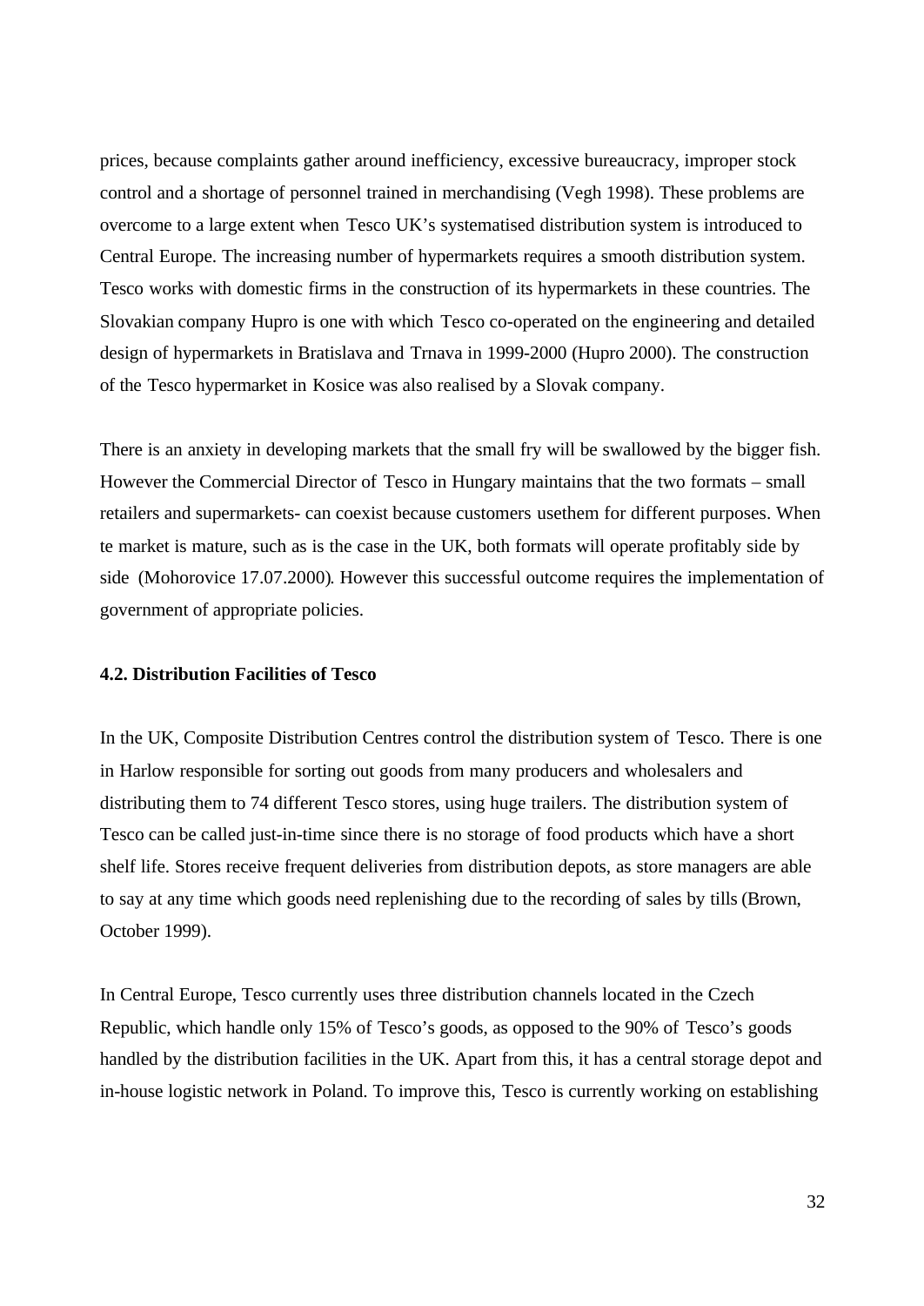prices, because complaints gather around inefficiency, excessive bureaucracy, improper stock control and a shortage of personnel trained in merchandising (Vegh 1998). These problems are overcome to a large extent when Tesco UK's systematised distribution system is introduced to Central Europe. The increasing number of hypermarkets requires a smooth distribution system. Tesco works with domestic firms in the construction of its hypermarkets in these countries. The Slovakian company Hupro is one with which Tesco co-operated on the engineering and detailed design of hypermarkets in Bratislava and Trnava in 1999-2000 (Hupro 2000). The construction of the Tesco hypermarket in Kosice was also realised by a Slovak company.

There is an anxiety in developing markets that the small fry will be swallowed by the bigger fish. However the Commercial Director of Tesco in Hungary maintains that the two formats – small retailers and supermarkets- can coexist because customers usethem for different purposes. When te market is mature, such as is the case in the UK, both formats will operate profitably side by side (Mohorovice 17.07.2000). However this successful outcome requires the implementation of government of appropriate policies.

**4.2. Distribution Facilities of Tesco**

In the UK, Composite Distribution Centres control the distribution system of Tesco. There is one in Harlow responsible for sorting out goods from many producers and wholesalers and distributing them to 74 different Tesco stores, using huge trailers. The distribution system of Tesco can be called just-in-time since there is no storage of food products which have a short shelf life. Stores receive frequent deliveries from distribution depots, as store managers are able to say at any time which goods need replenishing due to the recording of sales by tills (Brown, October 1999).

In Central Europe, Tesco currently uses three distribution channels located in the Czech Republic, which handle only 15% of Tesco's goods, as opposed to the 90% of Tesco's goods handled by the distribution facilities in the UK. Apart from this, it has a central storage depot and in-house logistic network in Poland. To improve this, Tesco is currently working on establishing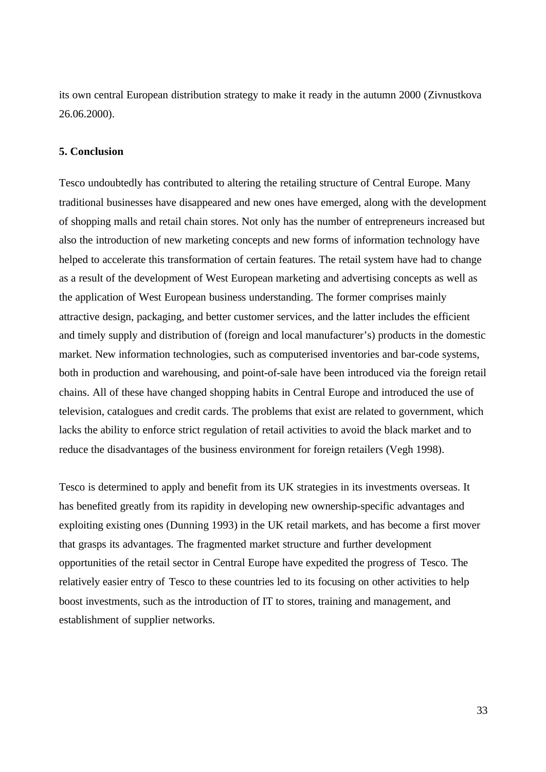its own central European distribution strategy to make it ready in the autumn 2000 (Zivnustkova 26.06.2000).

**5. Conclusion**

Tesco undoubtedly has contributed to altering the retailing structure of Central Europe. Many traditional businesses have disappeared and new ones have emerged, along with the development of shopping malls and retail chain stores. Not only has the number of entrepreneurs increased but also the introduction of new marketing concepts and new forms of information technology have helped to accelerate this transformation of certain features. The retail system have had to change as a result of the development of West European marketing and advertising concepts as well as the application of West European business understanding. The former comprises mainly attractive design, packaging, and better customer services, and the latter includes the efficient and timely supply and distribution of (foreign and local manufacturer's) products in the domestic market. New information technologies, such as computerised inventories and bar-code systems, both in production and warehousing, and point-of-sale have been introduced via the foreign retail chains. All of these have changed shopping habits in Central Europe and introduced the use of television, catalogues and credit cards. The problems that exist are related to government, which lacks the ability to enforce strict regulation of retail activities to avoid the black market and to reduce the disadvantages of the business environment for foreign retailers (Vegh 1998).

Tesco is determined to apply and benefit from its UK strategies in its investments overseas. It has benefited greatly from its rapidity in developing new ownership-specific advantages and exploiting existing ones (Dunning 1993) in the UK retail markets, and has become a first mover that grasps its advantages. The fragmented market structure and further development opportunities of the retail sector in Central Europe have expedited the progress of Tesco. The relatively easier entry of Tesco to these countries led to its focusing on other activities to help boost investments, such as the introduction of IT to stores, training and management, and establishment of supplier networks.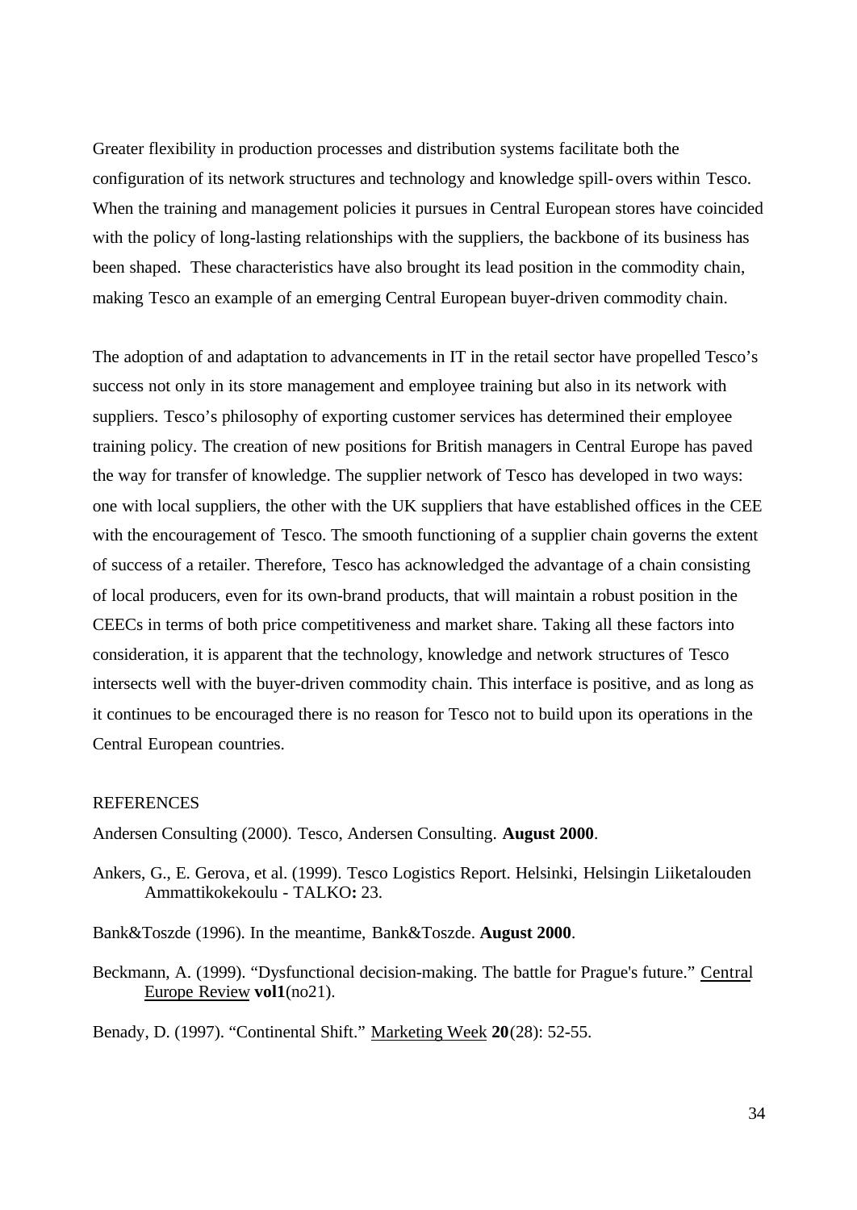Greater flexibility in production processes and distribution systems facilitate both the configuration of its network structures and technology and knowledge spill-overs within Tesco. When the training and management policies it pursues in Central European stores have coincided with the policy of long-lasting relationships with the suppliers, the backbone of its business has been shaped. These characteristics have also brought its lead position in the commodity chain, making Tesco an example of an emerging Central European buyer-driven commodity chain.

The adoption of and adaptation to advancements in IT in the retail sector have propelled Tesco's success not only in its store management and employee training but also in its network with suppliers. Tesco's philosophy of exporting customer services has determined their employee training policy. The creation of new positions for British managers in Central Europe has paved the way for transfer of knowledge. The supplier network of Tesco has developed in two ways: one with local suppliers, the other with the UK suppliers that have established offices in the CEE with the encouragement of Tesco. The smooth functioning of a supplier chain governs the extent of success of a retailer. Therefore, Tesco has acknowledged the advantage of a chain consisting of local producers, even for its own-brand products, that will maintain a robust position in the CEECs in terms of both price competitiveness and market share. Taking all these factors into consideration, it is apparent that the technology, knowledge and network structures of Tesco intersects well with the buyer-driven commodity chain. This interface is positive, and as long as it continues to be encouraged there is no reason for Tesco not to build upon its operations in the Central European countries.

REFERENCES

Andersen Consulting (2000). Tesco, Andersen Consulting. **August 2000**.

Ankers, G., E. Gerova, et al. (1999). Tesco Logistics Report. Helsinki, Helsingin Liiketalouden Ammattikokekoulu - TALKO**:** 23.

Bank&Toszde (1996). In the meantime, Bank&Toszde. **August 2000**.

Beckmann, A. (1999). "Dysfunctional decision-making. The battle for Prague's future." Central Europe Review **vol1**(no21).

Benady, D. (1997). "Continental Shift." Marketing Week **20**(28): 52-55.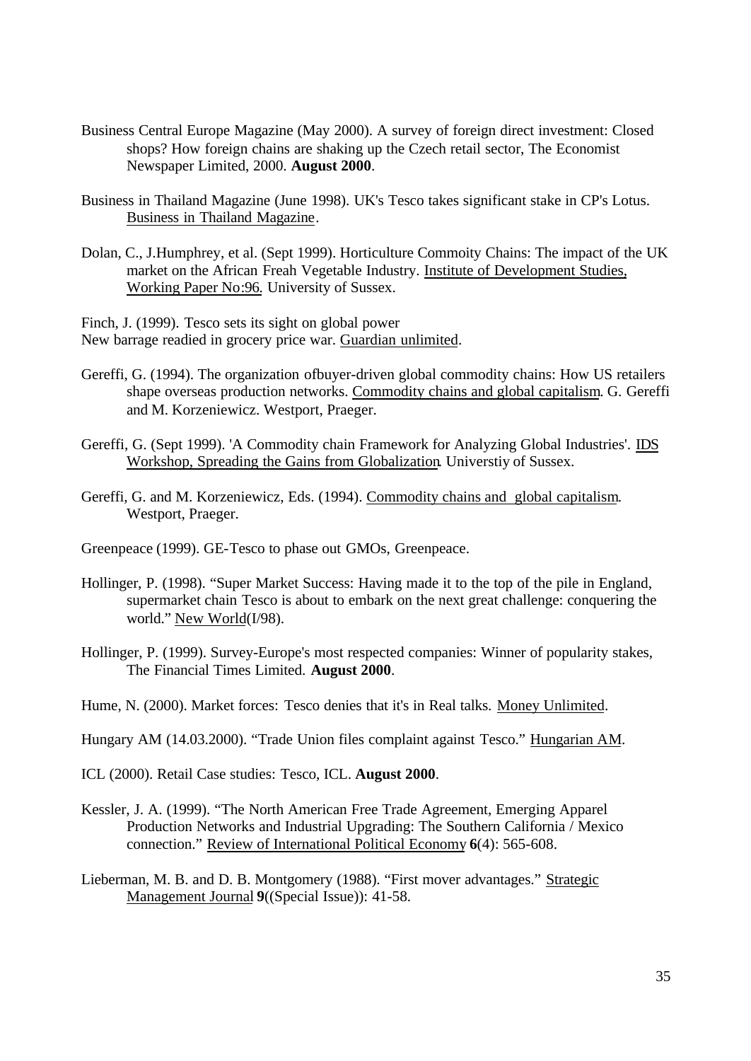Business Central Europe Magazine (May 2000). A survey of foreign direct investment: Closed shops? How foreign chains are shaking up the Czech retail sector, The Economist Newspaper Limited, 2000. **August 2000**.

Business in Thailand Magazine (June 1998). UK's Tesco takes significant stake in CP's Lotus. Business in Thailand Magazine.

Dolan, C., J.Humphrey, et al. (Sept 1999). Horticulture Commoity Chains: The impact of the UK market on the African Freah Vegetable Industry. Institute of Development Studies, Working Paper No:96. University of Sussex.

Finch, J. (1999). Tesco sets its sight on global power
New barrage readied in grocery price war. Guardian unlimited.

Gereffi, G. (1994). The organization ofbuyer-driven global commodity chains: How US retailers shape overseas production networks. Commodity chains and global capitalism. G. Gereffi and M. Korzeniewicz. Westport, Praeger.

Gereffi, G. (Sept 1999). 'A Commodity chain Framework for Analyzing Global Industries'. IDS Workshop, Spreading the Gains from Globalization. Universtiy of Sussex.

Gereffi, G. and M. Korzeniewicz, Eds. (1994). Commodity chains and global capitalism. Westport, Praeger.

Greenpeace (1999). GE-Tesco to phase out GMOs, Greenpeace.

Hollinger, P. (1998). "Super Market Success: Having made it to the top of the pile in England, supermarket chain Tesco is about to embark on the next great challenge: conquering the world." New World(I/98).

Hollinger, P. (1999). Survey-Europe's most respected companies: Winner of popularity stakes, The Financial Times Limited. **August 2000**.

Hume, N. (2000). Market forces: Tesco denies that it's in Real talks. Money Unlimited.

Hungary AM (14.03.2000). "Trade Union files complaint against Tesco." Hungarian AM.

ICL (2000). Retail Case studies: Tesco, ICL. **August 2000**.

Kessler, J. A. (1999). "The North American Free Trade Agreement, Emerging Apparel Production Networks and Industrial Upgrading: The Southern California / Mexico connection." Review of International Political Economy **6**(4): 565-608.

Lieberman, M. B. and D. B. Montgomery (1988). "First mover advantages." Strategic Management Journal **9**((Special Issue)): 41-58.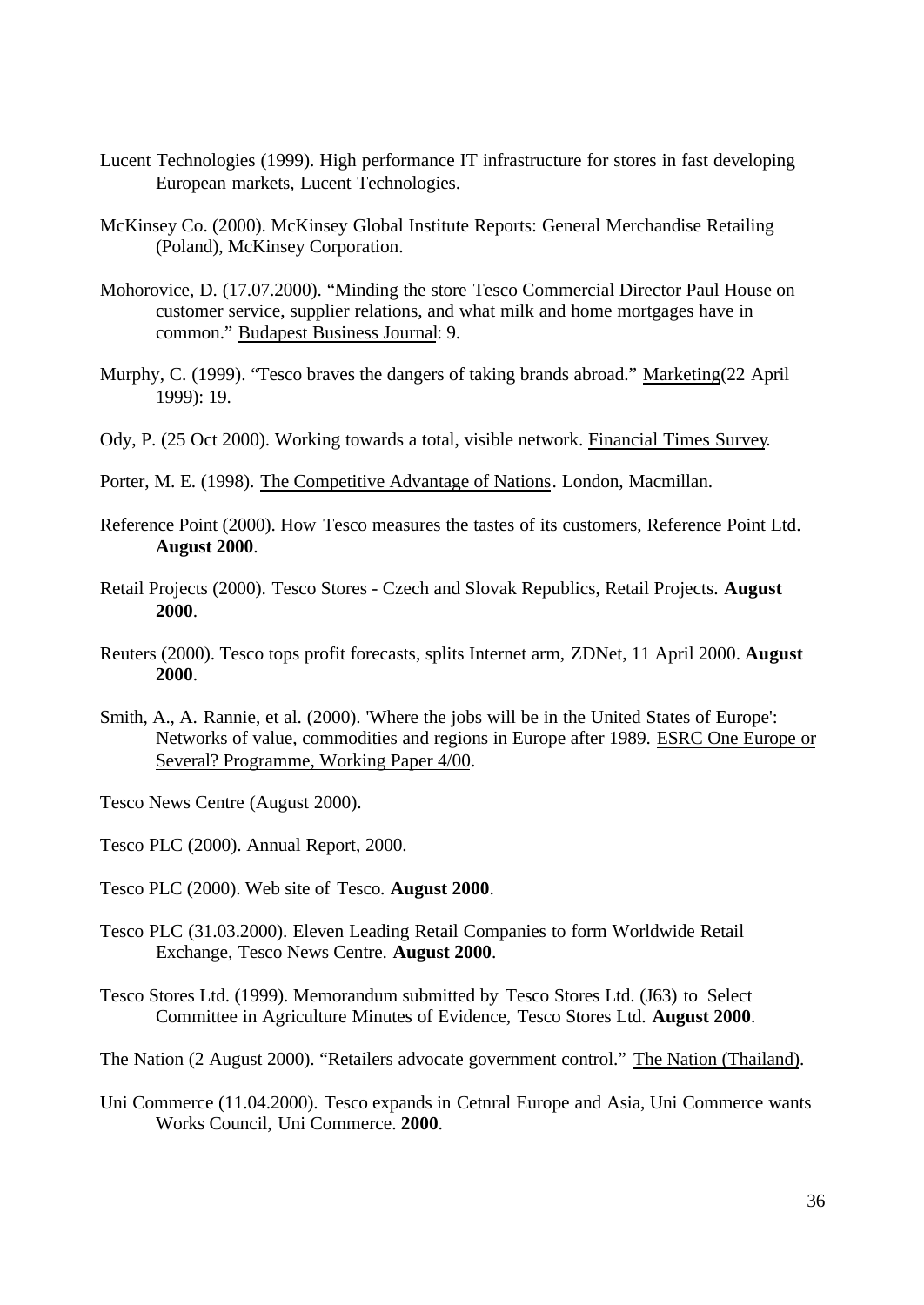Lucent Technologies (1999). High performance IT infrastructure for stores in fast developing European markets, Lucent Technologies.

McKinsey Co. (2000). McKinsey Global Institute Reports: General Merchandise Retailing (Poland), McKinsey Corporation.

Mohorovice, D. (17.07.2000). "Minding the store Tesco Commercial Director Paul House on customer service, supplier relations, and what milk and home mortgages have in common." Budapest Business Journal: 9.

Murphy, C. (1999). "Tesco braves the dangers of taking brands abroad." Marketing(22 April 1999): 19.

Ody, P. (25 Oct 2000). Working towards a total, visible network. Financial Times Survey.

Porter, M. E. (1998). The Competitive Advantage of Nations. London, Macmillan.

Reference Point (2000). How Tesco measures the tastes of its customers, Reference Point Ltd. **August 2000**.

Retail Projects (2000). Tesco Stores - Czech and Slovak Republics, Retail Projects. **August 2000**.

Reuters (2000). Tesco tops profit forecasts, splits Internet arm, ZDNet, 11 April 2000. **August 2000**.

Smith, A., A. Rannie, et al. (2000). 'Where the jobs will be in the United States of Europe': Networks of value, commodities and regions in Europe after 1989. ESRC One Europe or Several? Programme, Working Paper 4/00.

Tesco News Centre (August 2000).

Tesco PLC (2000). Annual Report, 2000.

Tesco PLC (2000). Web site of Tesco. **August 2000**.

Tesco PLC (31.03.2000). Eleven Leading Retail Companies to form Worldwide Retail Exchange, Tesco News Centre. **August 2000**.

Tesco Stores Ltd. (1999). Memorandum submitted by Tesco Stores Ltd. (J63) to Select Committee in Agriculture Minutes of Evidence, Tesco Stores Ltd. **August 2000**.

The Nation (2 August 2000). "Retailers advocate government control." The Nation (Thailand).

Uni Commerce (11.04.2000). Tesco expands in Cetnral Europe and Asia, Uni Commerce wants Works Council, Uni Commerce. **2000**.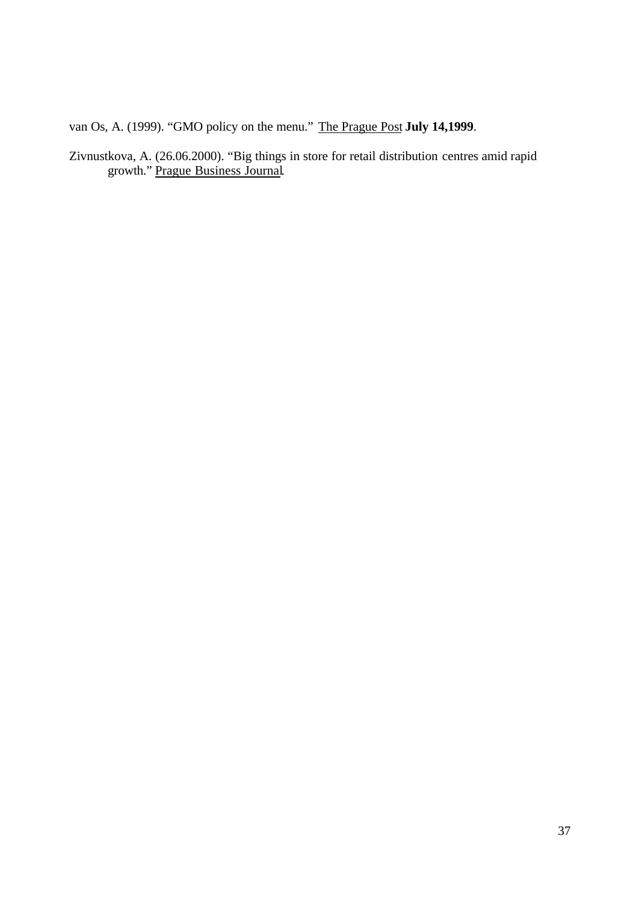van Os, A. (1999). “GMO policy on the menu.” The Prague Post **July 14,1999**.

Zivnustkova, A. (26.06.2000). “Big things in store for retail distribution centres amid rapid growth.” Prague Business Journal.